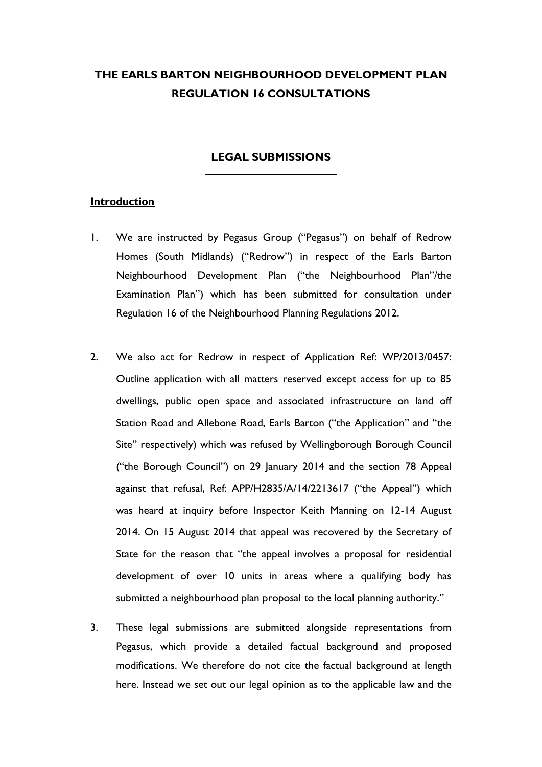# THE EARLS BARTON NEIGHBOURHOOD DEVELOPMENT PLAN REGULATION 16 CONSULTATIONS

## LEGAL SUBMISSIONS

### Introduction

1. We are instructed by Pegasus Group ("Pegasus") on behalf of Redrow Homes (South Midlands) ("Redrow") in respect of the Earls Barton Neighbourhood Development Plan ("the Neighbourhood Plan"/the Examination Plan") which has been submitted for consultation under Regulation 16 of the Neighbourhood Planning Regulations 2012.

2. We also act for Redrow in respect of Application Ref: WP/2013/0457: Outline application with all matters reserved except access for up to 85 dwellings, public open space and associated infrastructure on land off Station Road and Allebone Road, Earls Barton ("the Application" and "the Site" respectively) which was refused by Wellingborough Borough Council ("the Borough Council") on 29 January 2014 and the section 78 Appeal against that refusal, Ref: APP/H2835/A/14/2213617 ("the Appeal") which was heard at inquiry before Inspector Keith Manning on 12-14 August 2014. On 15 August 2014 that appeal was recovered by the Secretary of State for the reason that "the appeal involves a proposal for residential development of over 10 units in areas where a qualifying body has submitted a neighbourhood plan proposal to the local planning authority."

3. These legal submissions are submitted alongside representations from Pegasus, which provide a detailed factual background and proposed modifications. We therefore do not cite the factual background at length here. Instead we set out our legal opinion as to the applicable law and the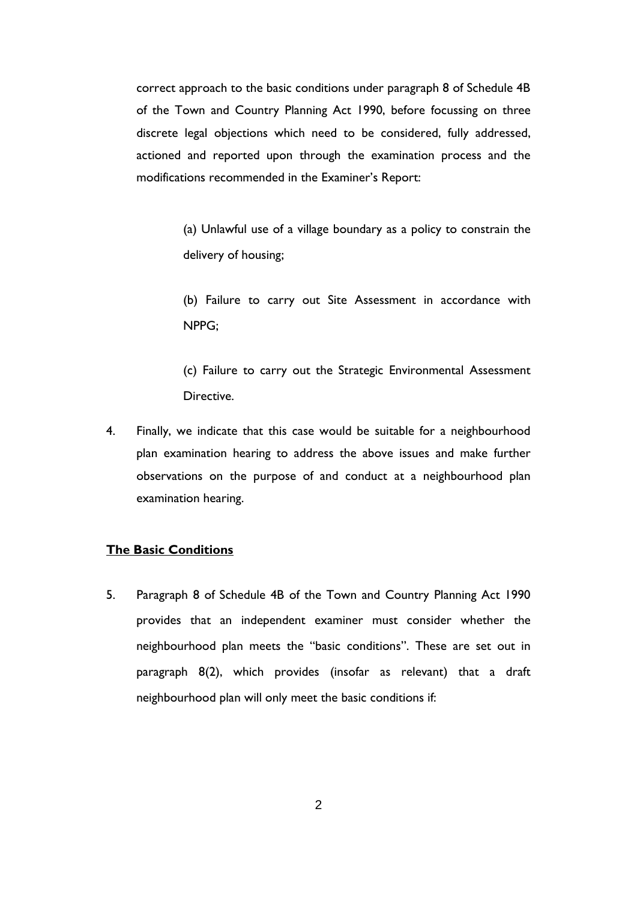correct approach to the basic conditions under paragraph 8 of Schedule 4B of the Town and Country Planning Act 1990, before focussing on three discrete legal objections which need to be considered, fully addressed, actioned and reported upon through the examination process and the modifications recommended in the Examiner's Report:

> (a) Unlawful use of a village boundary as a policy to constrain the delivery of housing;
>
> (b) Failure to carry out Site Assessment in accordance with NPPG;
>
> (c) Failure to carry out the Strategic Environmental Assessment Directive.

4. Finally, we indicate that this case would be suitable for a neighbourhood plan examination hearing to address the above issues and make further observations on the purpose of and conduct at a neighbourhood plan examination hearing.

**The Basic Conditions**

5. Paragraph 8 of Schedule 4B of the Town and Country Planning Act 1990 provides that an independent examiner must consider whether the neighbourhood plan meets the "basic conditions". These are set out in paragraph 8(2), which provides (insofar as relevant) that a draft neighbourhood plan will only meet the basic conditions if: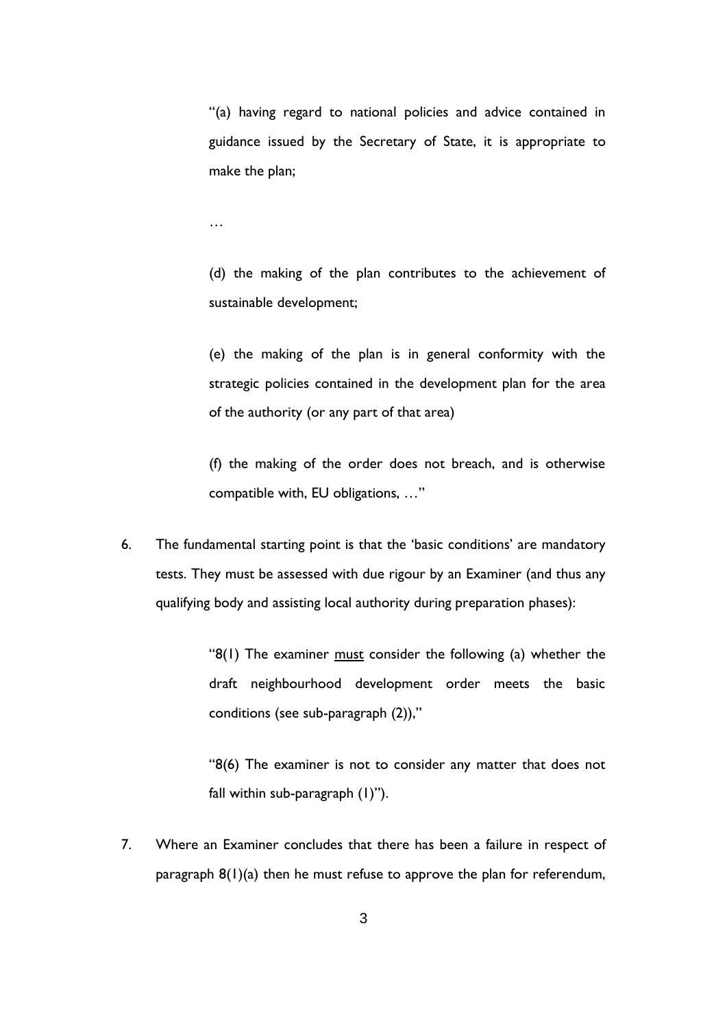> "(a) having regard to national policies and advice contained in guidance issued by the Secretary of State, it is appropriate to make the plan;
>
> …
>
> (d) the making of the plan contributes to the achievement of sustainable development;
>
> (e) the making of the plan is in general conformity with the strategic policies contained in the development plan for the area of the authority (or any part of that area)
>
> (f) the making of the order does not breach, and is otherwise compatible with, EU obligations, …"

6. The fundamental starting point is that the 'basic conditions' are mandatory tests. They must be assessed with due rigour by an Examiner (and thus any qualifying body and assisting local authority during preparation phases):

> "8(1) The examiner <u>must</u> consider the following (a) whether the draft neighbourhood development order meets the basic conditions (see sub-paragraph (2)),"
>
> "8(6) The examiner is not to consider any matter that does not fall within sub-paragraph (1)").

7. Where an Examiner concludes that there has been a failure in respect of paragraph 8(1)(a) then he must refuse to approve the plan for referendum,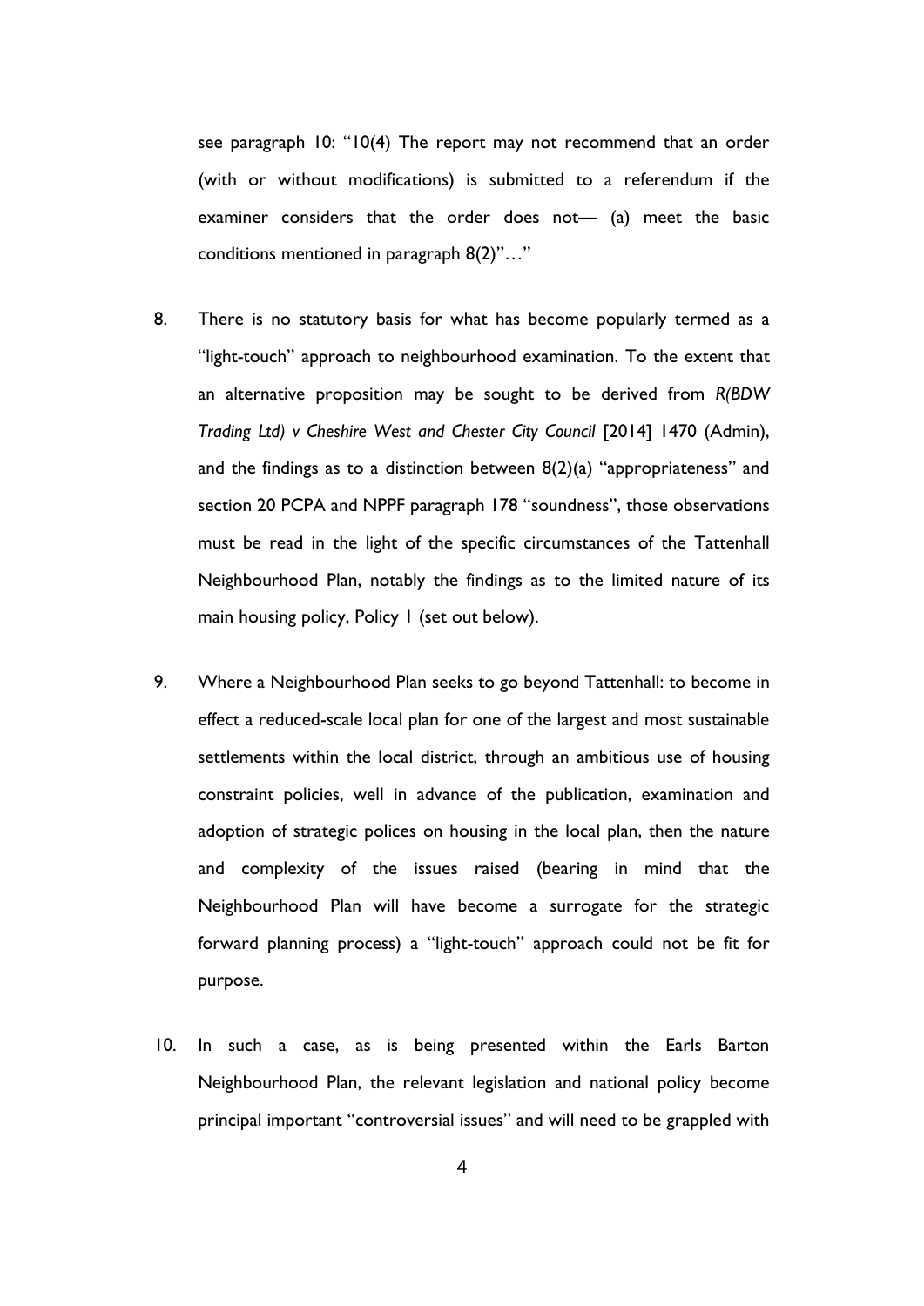see paragraph 10: "10(4) The report may not recommend that an order (with or without modifications) is submitted to a referendum if the examiner considers that the order does not— (a) meet the basic conditions mentioned in paragraph 8(2)"…"

8. There is no statutory basis for what has become popularly termed as a "light-touch" approach to neighbourhood examination. To the extent that an alternative proposition may be sought to be derived from *R(BDW Trading Ltd) v Cheshire West and Chester City Council* [2014] 1470 (Admin), and the findings as to a distinction between 8(2)(a) "appropriateness" and section 20 PCPA and NPPF paragraph 178 "soundness", those observations must be read in the light of the specific circumstances of the Tattenhall Neighbourhood Plan, notably the findings as to the limited nature of its main housing policy, Policy 1 (set out below).

9. Where a Neighbourhood Plan seeks to go beyond Tattenhall: to become in effect a reduced-scale local plan for one of the largest and most sustainable settlements within the local district, through an ambitious use of housing constraint policies, well in advance of the publication, examination and adoption of strategic polices on housing in the local plan, then the nature and complexity of the issues raised (bearing in mind that the Neighbourhood Plan will have become a surrogate for the strategic forward planning process) a "light-touch" approach could not be fit for purpose.

10. In such a case, as is being presented within the Earls Barton Neighbourhood Plan, the relevant legislation and national policy become principal important "controversial issues" and will need to be grappled with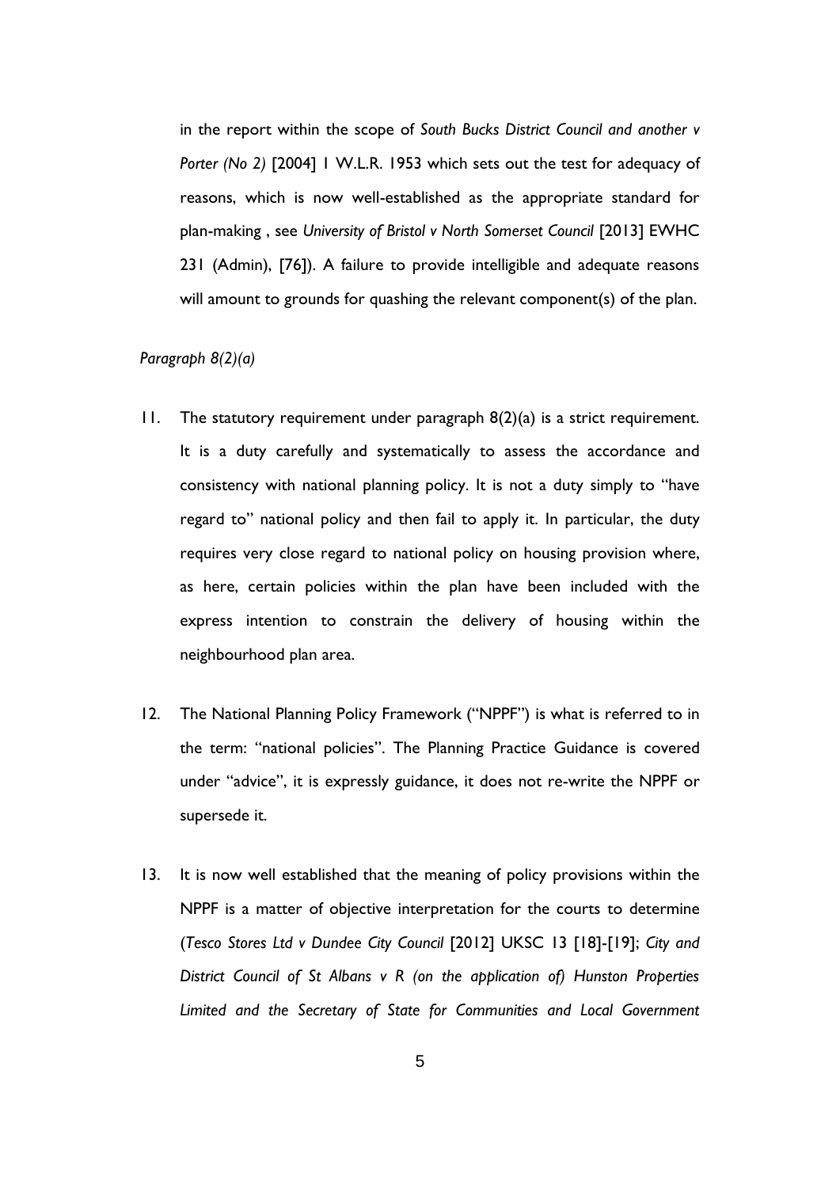in the report within the scope of *South Bucks District Council and another v Porter (No 2)* [2004] 1 W.L.R. 1953 which sets out the test for adequacy of reasons, which is now well-established as the appropriate standard for plan-making , see *University of Bristol v North Somerset Council* [2013] EWHC 231 (Admin), [76]). A failure to provide intelligible and adequate reasons will amount to grounds for quashing the relevant component(s) of the plan.

*Paragraph 8(2)(a)*

11. The statutory requirement under paragraph 8(2)(a) is a strict requirement. It is a duty carefully and systematically to assess the accordance and consistency with national planning policy. It is not a duty simply to "have regard to" national policy and then fail to apply it. In particular, the duty requires very close regard to national policy on housing provision where, as here, certain policies within the plan have been included with the express intention to constrain the delivery of housing within the neighbourhood plan area.

12. The National Planning Policy Framework ("NPPF") is what is referred to in the term: "national policies". The Planning Practice Guidance is covered under "advice", it is expressly guidance, it does not re-write the NPPF or supersede it.

13. It is now well established that the meaning of policy provisions within the NPPF is a matter of objective interpretation for the courts to determine (*Tesco Stores Ltd v Dundee City Council* [2012] UKSC 13 [18]-[19]; *City and District Council of St Albans v R (on the application of) Hunston Properties Limited and the Secretary of State for Communities and Local Government*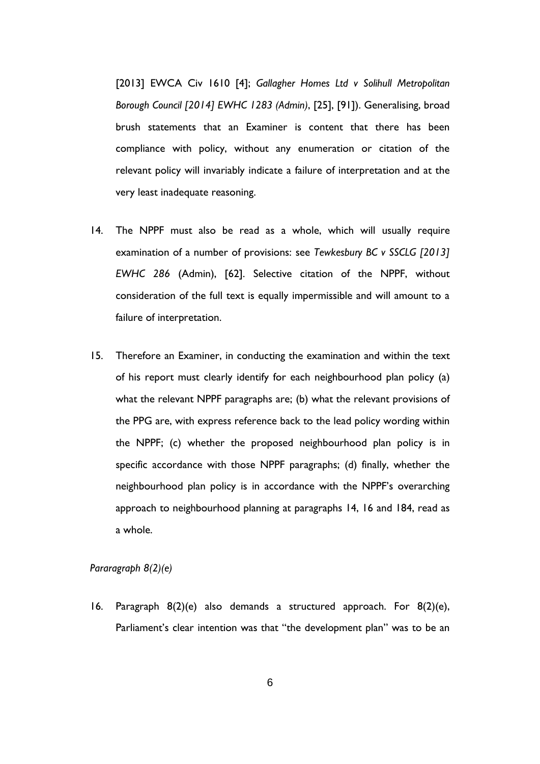[2013] EWCA Civ 1610 [4]; *Gallagher Homes Ltd v Solihull Metropolitan Borough Council [2014] EWHC 1283 (Admin)*, [25], [91]). Generalising, broad brush statements that an Examiner is content that there has been compliance with policy, without any enumeration or citation of the relevant policy will invariably indicate a failure of interpretation and at the very least inadequate reasoning.

14. The NPPF must also be read as a whole, which will usually require examination of a number of provisions: see *Tewkesbury BC v SSCLG [2013] EWHC 286* (Admin), [62]. Selective citation of the NPPF, without consideration of the full text is equally impermissible and will amount to a failure of interpretation.

15. Therefore an Examiner, in conducting the examination and within the text of his report must clearly identify for each neighbourhood plan policy (a) what the relevant NPPF paragraphs are; (b) what the relevant provisions of the PPG are, with express reference back to the lead policy wording within the NPPF; (c) whether the proposed neighbourhood plan policy is in specific accordance with those NPPF paragraphs; (d) finally, whether the neighbourhood plan policy is in accordance with the NPPF's overarching approach to neighbourhood planning at paragraphs 14, 16 and 184, read as a whole.

*Pararagraph 8(2)(e)*

16. Paragraph 8(2)(e) also demands a structured approach. For 8(2)(e), Parliament's clear intention was that "the development plan" was to be an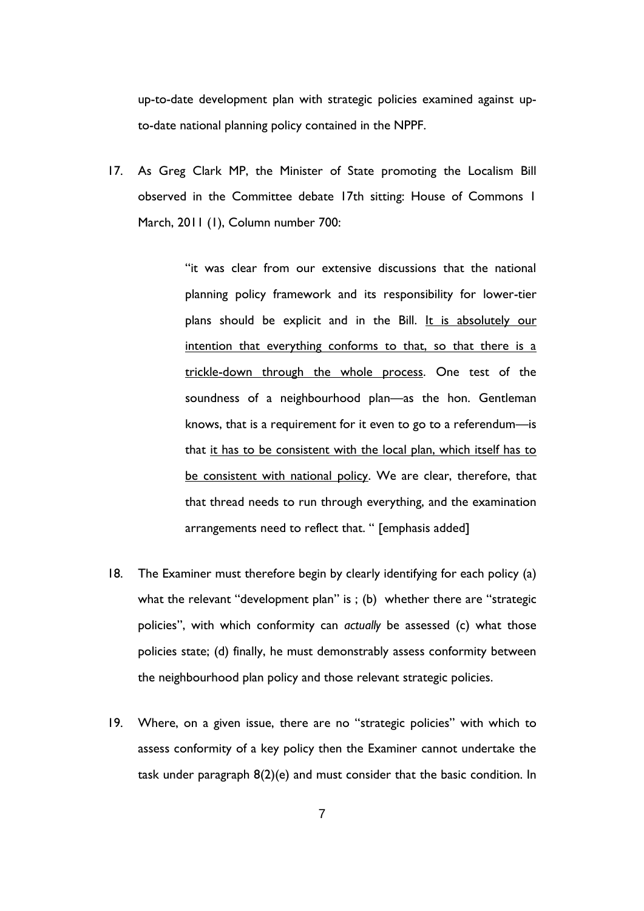up-to-date development plan with strategic policies examined against up-to-date national planning policy contained in the NPPF.

17. As Greg Clark MP, the Minister of State promoting the Localism Bill observed in the Committee debate 17th sitting: House of Commons 1 March, 2011 (1), Column number 700:

> "it was clear from our extensive discussions that the national planning policy framework and its responsibility for lower-tier plans should be explicit and in the Bill. <u>It is absolutely our intention that everything conforms to that, so that there is a trickle-down through the whole process</u>. One test of the soundness of a neighbourhood plan—as the hon. Gentleman knows, that is a requirement for it even to go to a referendum—is that <u>it has to be consistent with the local plan, which itself has to be consistent with national policy</u>. We are clear, therefore, that that thread needs to run through everything, and the examination arrangements need to reflect that. " [emphasis added]

18. The Examiner must therefore begin by clearly identifying for each policy (a) what the relevant "development plan" is ; (b) whether there are "strategic policies", with which conformity can *actually* be assessed (c) what those policies state; (d) finally, he must demonstrably assess conformity between the neighbourhood plan policy and those relevant strategic policies.

19. Where, on a given issue, there are no "strategic policies" with which to assess conformity of a key policy then the Examiner cannot undertake the task under paragraph 8(2)(e) and must consider that the basic condition. In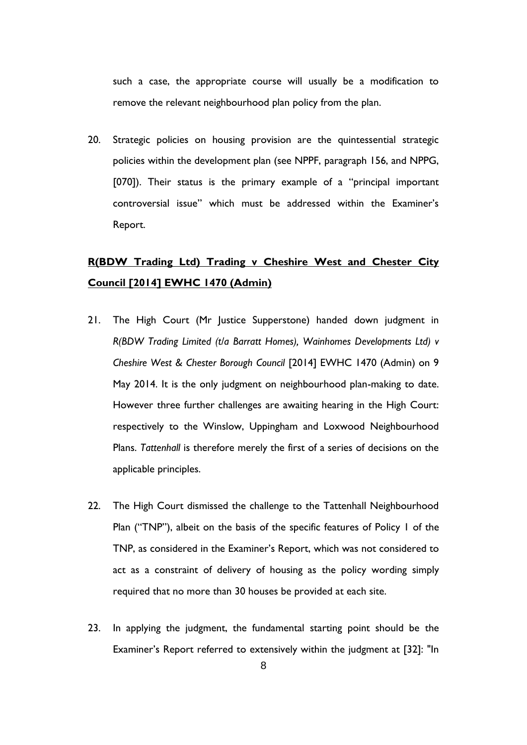such a case, the appropriate course will usually be a modification to remove the relevant neighbourhood plan policy from the plan.

20. Strategic policies on housing provision are the quintessential strategic policies within the development plan (see NPPF, paragraph 156, and NPPG, [070]). Their status is the primary example of a "principal important controversial issue" which must be addressed within the Examiner's Report.

## **R(BDW Trading Ltd) Trading v Cheshire West and Chester City Council [2014] EWHC 1470 (Admin)**

21. The High Court (Mr Justice Supperstone) handed down judgment in *R(BDW Trading Limited (t/a Barratt Homes), Wainhomes Developments Ltd) v Cheshire West & Chester Borough Council* [2014] EWHC 1470 (Admin) on 9 May 2014. It is the only judgment on neighbourhood plan-making to date. However three further challenges are awaiting hearing in the High Court: respectively to the Winslow, Uppingham and Loxwood Neighbourhood Plans. *Tattenhall* is therefore merely the first of a series of decisions on the applicable principles.

22. The High Court dismissed the challenge to the Tattenhall Neighbourhood Plan ("TNP"), albeit on the basis of the specific features of Policy 1 of the TNP, as considered in the Examiner's Report, which was not considered to act as a constraint of delivery of housing as the policy wording simply required that no more than 30 houses be provided at each site.

23. In applying the judgment, the fundamental starting point should be the Examiner's Report referred to extensively within the judgment at [32]: "In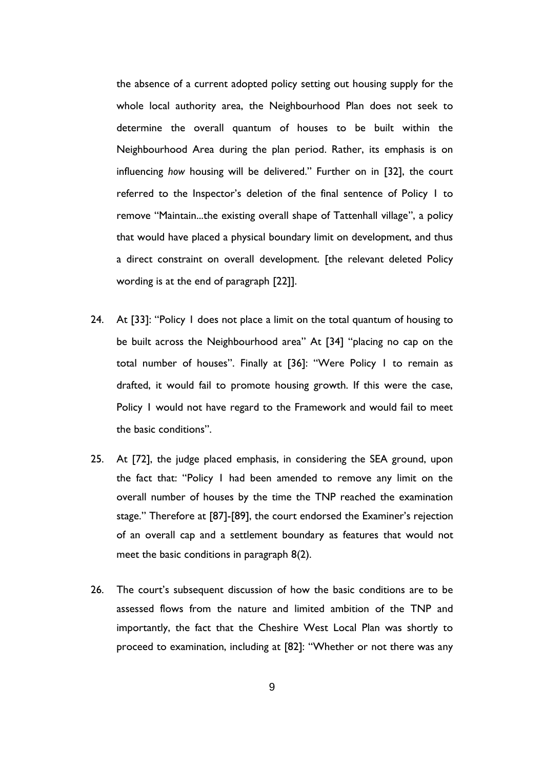the absence of a current adopted policy setting out housing supply for the whole local authority area, the Neighbourhood Plan does not seek to determine the overall quantum of houses to be built within the Neighbourhood Area during the plan period. Rather, its emphasis is on influencing *how* housing will be delivered." Further on in [32], the court referred to the Inspector's deletion of the final sentence of Policy 1 to remove "Maintain...the existing overall shape of Tattenhall village", a policy that would have placed a physical boundary limit on development, and thus a direct constraint on overall development. [the relevant deleted Policy wording is at the end of paragraph [22]].

24. At [33]: "Policy 1 does not place a limit on the total quantum of housing to be built across the Neighbourhood area" At [34] "placing no cap on the total number of houses". Finally at [36]: "Were Policy 1 to remain as drafted, it would fail to promote housing growth. If this were the case, Policy 1 would not have regard to the Framework and would fail to meet the basic conditions".

25. At [72], the judge placed emphasis, in considering the SEA ground, upon the fact that: "Policy 1 had been amended to remove any limit on the overall number of houses by the time the TNP reached the examination stage." Therefore at [87]-[89], the court endorsed the Examiner's rejection of an overall cap and a settlement boundary as features that would not meet the basic conditions in paragraph 8(2).

26. The court's subsequent discussion of how the basic conditions are to be assessed flows from the nature and limited ambition of the TNP and importantly, the fact that the Cheshire West Local Plan was shortly to proceed to examination, including at [82]: "Whether or not there was any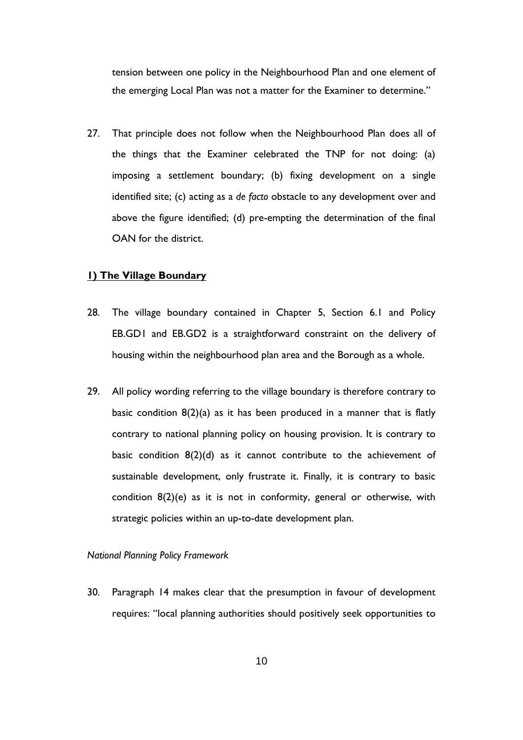tension between one policy in the Neighbourhood Plan and one element of the emerging Local Plan was not a matter for the Examiner to determine."

27. That principle does not follow when the Neighbourhood Plan does all of the things that the Examiner celebrated the TNP for not doing: (a) imposing a settlement boundary; (b) fixing development on a single identified site; (c) acting as a *de facto* obstacle to any development over and above the figure identified; (d) pre-empting the determination of the final OAN for the district.

**<u>1) The Village Boundary</u>**

28. The village boundary contained in Chapter 5, Section 6.1 and Policy EB.GD1 and EB.GD2 is a straightforward constraint on the delivery of housing within the neighbourhood plan area and the Borough as a whole.

29. All policy wording referring to the village boundary is therefore contrary to basic condition 8(2)(a) as it has been produced in a manner that is flatly contrary to national planning policy on housing provision. It is contrary to basic condition 8(2)(d) as it cannot contribute to the achievement of sustainable development, only frustrate it. Finally, it is contrary to basic condition 8(2)(e) as it is not in conformity, general or otherwise, with strategic policies within an up-to-date development plan.

*National Planning Policy Framework*

30. Paragraph 14 makes clear that the presumption in favour of development requires: "local planning authorities should positively seek opportunities to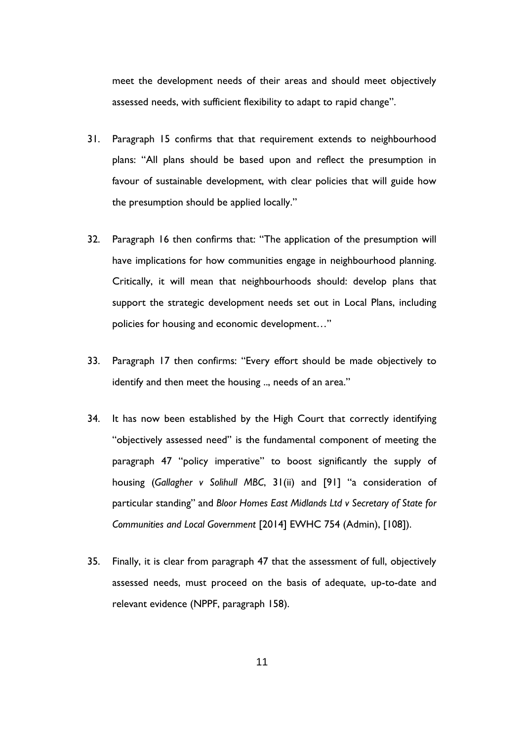meet the development needs of their areas and should meet objectively assessed needs, with sufficient flexibility to adapt to rapid change".

31. Paragraph 15 confirms that that requirement extends to neighbourhood plans: "All plans should be based upon and reflect the presumption in favour of sustainable development, with clear policies that will guide how the presumption should be applied locally."

32. Paragraph 16 then confirms that: "The application of the presumption will have implications for how communities engage in neighbourhood planning. Critically, it will mean that neighbourhoods should: develop plans that support the strategic development needs set out in Local Plans, including policies for housing and economic development…"

33. Paragraph 17 then confirms: "Every effort should be made objectively to identify and then meet the housing .., needs of an area."

34. It has now been established by the High Court that correctly identifying "objectively assessed need" is the fundamental component of meeting the paragraph 47 "policy imperative" to boost significantly the supply of housing (*Gallagher v Solihull MBC*, 31(ii) and [91] "a consideration of particular standing" and *Bloor Homes East Midlands Ltd v Secretary of State for Communities and Local Government* [2014] EWHC 754 (Admin), [108]).

35. Finally, it is clear from paragraph 47 that the assessment of full, objectively assessed needs, must proceed on the basis of adequate, up-to-date and relevant evidence (NPPF, paragraph 158).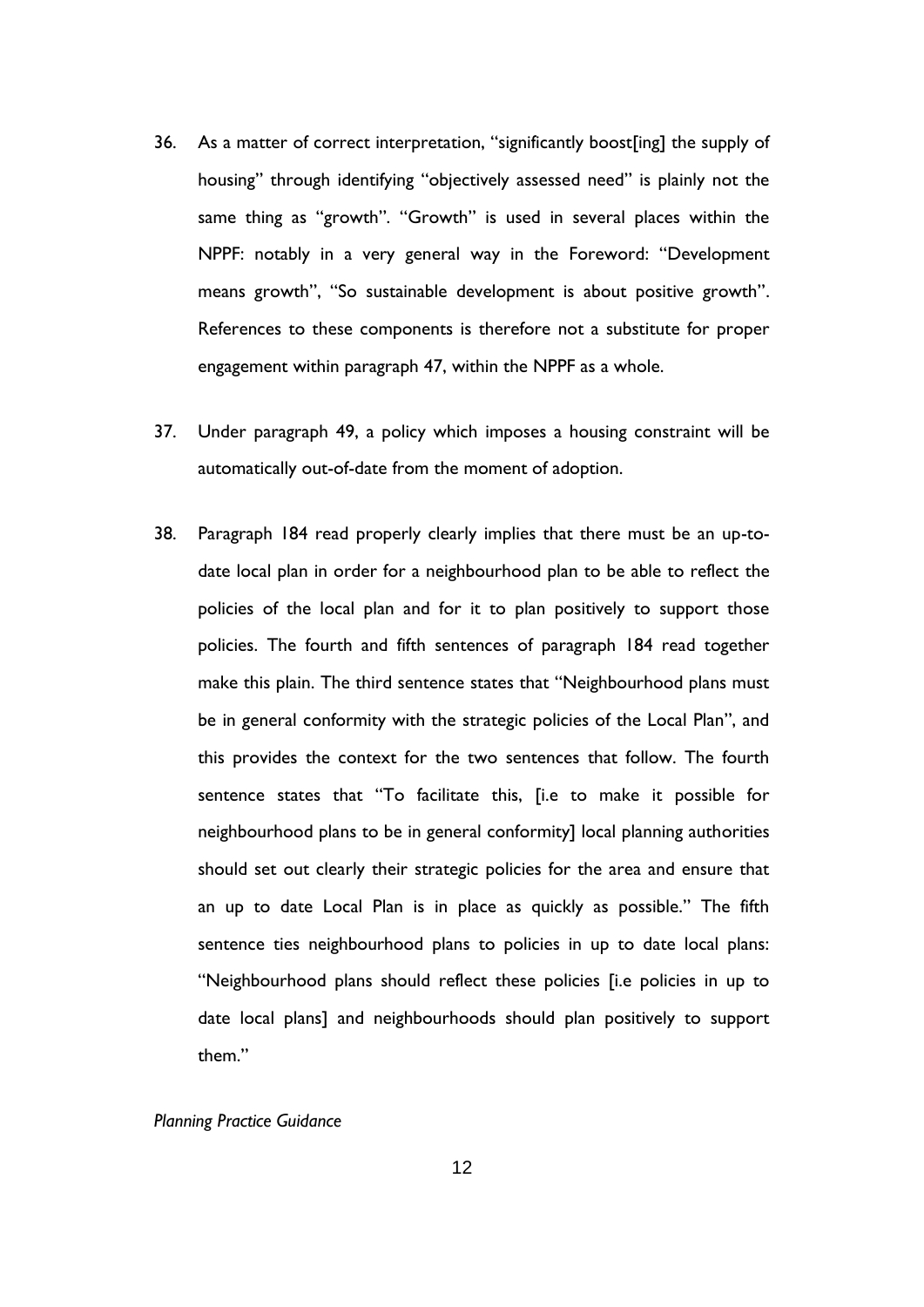36. As a matter of correct interpretation, "significantly boost[ing] the supply of housing" through identifying "objectively assessed need" is plainly not the same thing as "growth". "Growth" is used in several places within the NPPF: notably in a very general way in the Foreword: "Development means growth", "So sustainable development is about positive growth". References to these components is therefore not a substitute for proper engagement within paragraph 47, within the NPPF as a whole.

37. Under paragraph 49, a policy which imposes a housing constraint will be automatically out-of-date from the moment of adoption.

38. Paragraph 184 read properly clearly implies that there must be an up-to-date local plan in order for a neighbourhood plan to be able to reflect the policies of the local plan and for it to plan positively to support those policies. The fourth and fifth sentences of paragraph 184 read together make this plain. The third sentence states that "Neighbourhood plans must be in general conformity with the strategic policies of the Local Plan", and this provides the context for the two sentences that follow. The fourth sentence states that "To facilitate this, [i.e to make it possible for neighbourhood plans to be in general conformity] local planning authorities should set out clearly their strategic policies for the area and ensure that an up to date Local Plan is in place as quickly as possible." The fifth sentence ties neighbourhood plans to policies in up to date local plans: "Neighbourhood plans should reflect these policies [i.e policies in up to date local plans] and neighbourhoods should plan positively to support them."

*Planning Practice Guidance*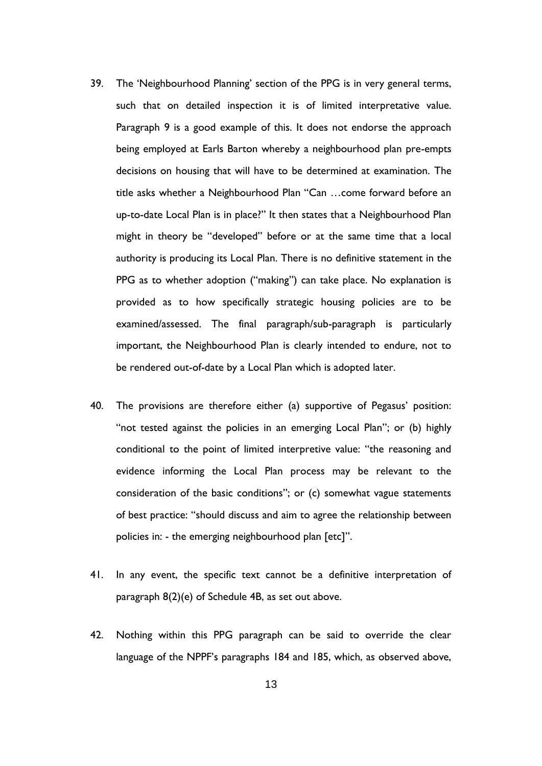39. The 'Neighbourhood Planning' section of the PPG is in very general terms, such that on detailed inspection it is of limited interpretative value. Paragraph 9 is a good example of this. It does not endorse the approach being employed at Earls Barton whereby a neighbourhood plan pre-empts decisions on housing that will have to be determined at examination. The title asks whether a Neighbourhood Plan "Can …come forward before an up-to-date Local Plan is in place?" It then states that a Neighbourhood Plan might in theory be "developed" before or at the same time that a local authority is producing its Local Plan. There is no definitive statement in the PPG as to whether adoption ("making") can take place. No explanation is provided as to how specifically strategic housing policies are to be examined/assessed. The final paragraph/sub-paragraph is particularly important, the Neighbourhood Plan is clearly intended to endure, not to be rendered out-of-date by a Local Plan which is adopted later.

40. The provisions are therefore either (a) supportive of Pegasus' position: "not tested against the policies in an emerging Local Plan"; or (b) highly conditional to the point of limited interpretive value: "the reasoning and evidence informing the Local Plan process may be relevant to the consideration of the basic conditions"; or (c) somewhat vague statements of best practice: "should discuss and aim to agree the relationship between policies in: - the emerging neighbourhood plan [etc]".

41. In any event, the specific text cannot be a definitive interpretation of paragraph 8(2)(e) of Schedule 4B, as set out above.

42. Nothing within this PPG paragraph can be said to override the clear language of the NPPF's paragraphs 184 and 185, which, as observed above,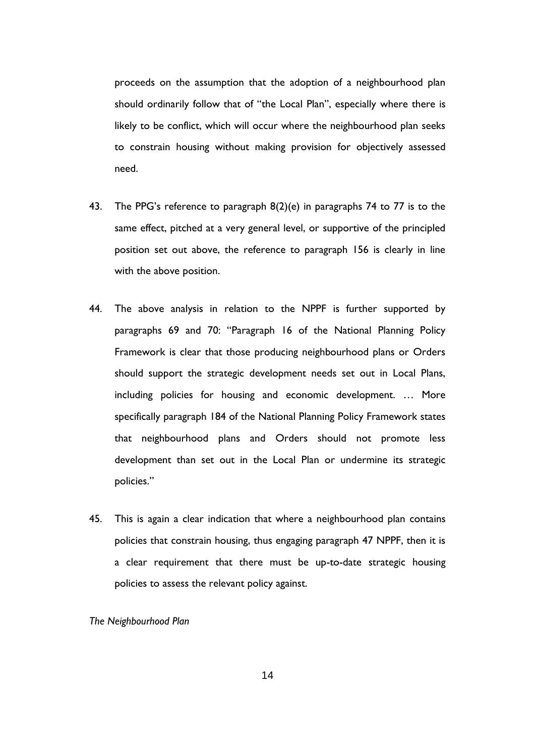proceeds on the assumption that the adoption of a neighbourhood plan should ordinarily follow that of "the Local Plan", especially where there is likely to be conflict, which will occur where the neighbourhood plan seeks to constrain housing without making provision for objectively assessed need.

43. The PPG's reference to paragraph 8(2)(e) in paragraphs 74 to 77 is to the same effect, pitched at a very general level, or supportive of the principled position set out above, the reference to paragraph 156 is clearly in line with the above position.

44. The above analysis in relation to the NPPF is further supported by paragraphs 69 and 70: "Paragraph 16 of the National Planning Policy Framework is clear that those producing neighbourhood plans or Orders should support the strategic development needs set out in Local Plans, including policies for housing and economic development. … More specifically paragraph 184 of the National Planning Policy Framework states that neighbourhood plans and Orders should not promote less development than set out in the Local Plan or undermine its strategic policies."

45. This is again a clear indication that where a neighbourhood plan contains policies that constrain housing, thus engaging paragraph 47 NPPF, then it is a clear requirement that there must be up-to-date strategic housing policies to assess the relevant policy against.

*The Neighbourhood Plan*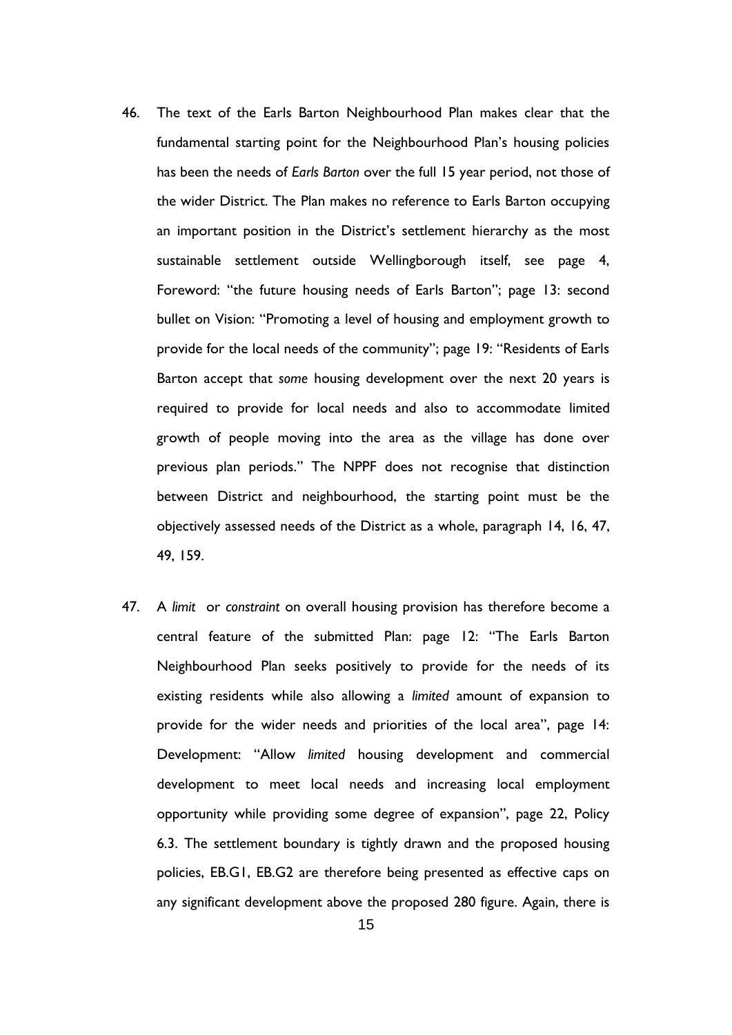46. The text of the Earls Barton Neighbourhood Plan makes clear that the fundamental starting point for the Neighbourhood Plan's housing policies has been the needs of *Earls Barton* over the full 15 year period, not those of the wider District. The Plan makes no reference to Earls Barton occupying an important position in the District's settlement hierarchy as the most sustainable settlement outside Wellingborough itself, see page 4, Foreword: "the future housing needs of Earls Barton"; page 13: second bullet on Vision: "Promoting a level of housing and employment growth to provide for the local needs of the community"; page 19: "Residents of Earls Barton accept that *some* housing development over the next 20 years is required to provide for local needs and also to accommodate limited growth of people moving into the area as the village has done over previous plan periods." The NPPF does not recognise that distinction between District and neighbourhood, the starting point must be the objectively assessed needs of the District as a whole, paragraph 14, 16, 47, 49, 159.

47. A *limit* or *constraint* on overall housing provision has therefore become a central feature of the submitted Plan: page 12: "The Earls Barton Neighbourhood Plan seeks positively to provide for the needs of its existing residents while also allowing a *limited* amount of expansion to provide for the wider needs and priorities of the local area", page 14: Development: "Allow *limited* housing development and commercial development to meet local needs and increasing local employment opportunity while providing some degree of expansion", page 22, Policy 6.3. The settlement boundary is tightly drawn and the proposed housing policies, EB.G1, EB.G2 are therefore being presented as effective caps on any significant development above the proposed 280 figure. Again, there is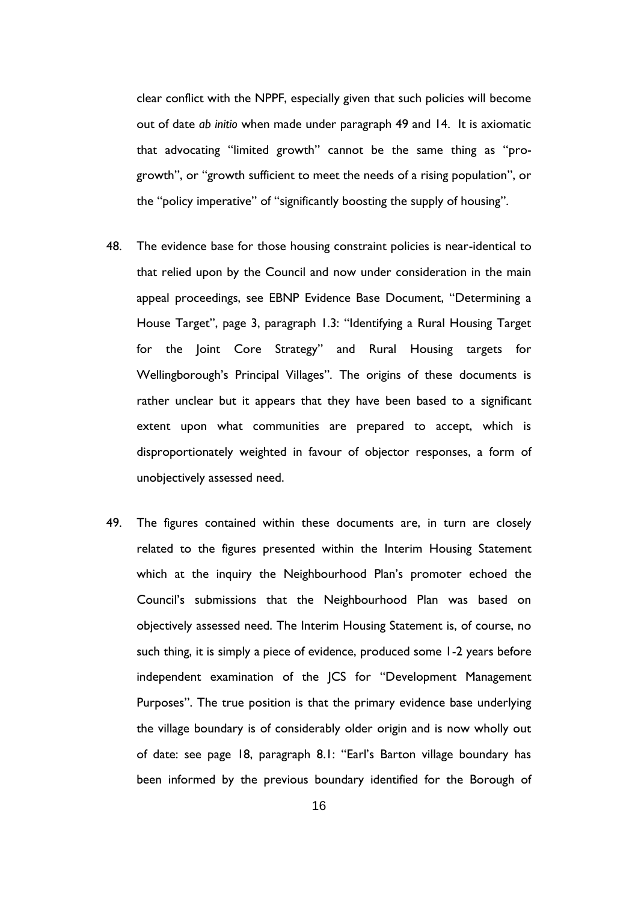clear conflict with the NPPF, especially given that such policies will become out of date *ab initio* when made under paragraph 49 and 14. It is axiomatic that advocating "limited growth" cannot be the same thing as "pro-growth", or "growth sufficient to meet the needs of a rising population", or the "policy imperative" of "significantly boosting the supply of housing".

48. The evidence base for those housing constraint policies is near-identical to that relied upon by the Council and now under consideration in the main appeal proceedings, see EBNP Evidence Base Document, "Determining a House Target", page 3, paragraph 1.3: "Identifying a Rural Housing Target for the Joint Core Strategy" and Rural Housing targets for Wellingborough's Principal Villages". The origins of these documents is rather unclear but it appears that they have been based to a significant extent upon what communities are prepared to accept, which is disproportionately weighted in favour of objector responses, a form of unobjectively assessed need.

49. The figures contained within these documents are, in turn are closely related to the figures presented within the Interim Housing Statement which at the inquiry the Neighbourhood Plan's promoter echoed the Council's submissions that the Neighbourhood Plan was based on objectively assessed need. The Interim Housing Statement is, of course, no such thing, it is simply a piece of evidence, produced some 1-2 years before independent examination of the JCS for "Development Management Purposes". The true position is that the primary evidence base underlying the village boundary is of considerably older origin and is now wholly out of date: see page 18, paragraph 8.1: "Earl's Barton village boundary has been informed by the previous boundary identified for the Borough of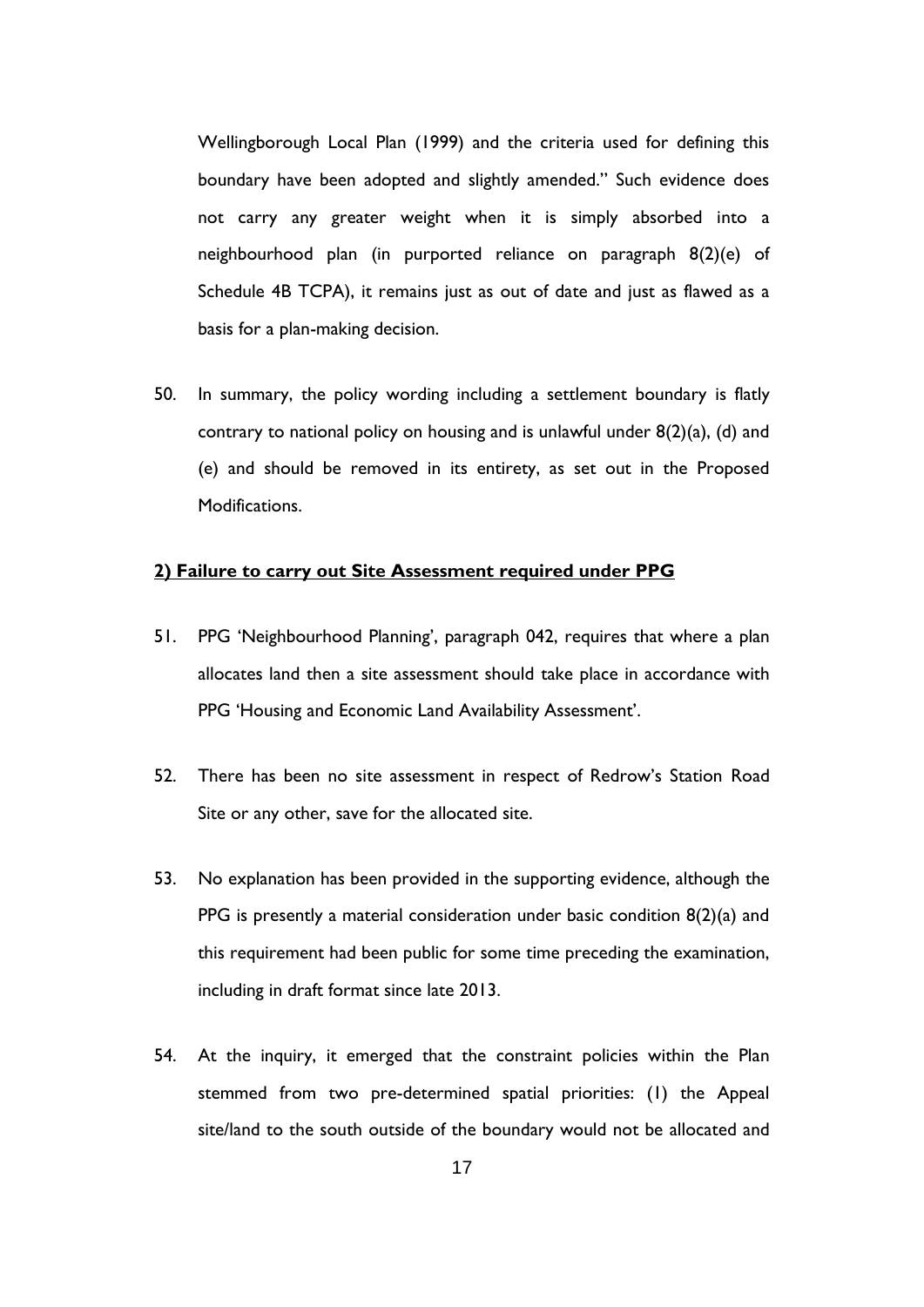Wellingborough Local Plan (1999) and the criteria used for defining this boundary have been adopted and slightly amended." Such evidence does not carry any greater weight when it is simply absorbed into a neighbourhood plan (in purported reliance on paragraph 8(2)(e) of Schedule 4B TCPA), it remains just as out of date and just as flawed as a basis for a plan-making decision.

50. In summary, the policy wording including a settlement boundary is flatly contrary to national policy on housing and is unlawful under 8(2)(a), (d) and (e) and should be removed in its entirety, as set out in the Proposed Modifications.

**2) Failure to carry out Site Assessment required under PPG**

51. PPG 'Neighbourhood Planning', paragraph 042, requires that where a plan allocates land then a site assessment should take place in accordance with PPG 'Housing and Economic Land Availability Assessment'.

52. There has been no site assessment in respect of Redrow's Station Road Site or any other, save for the allocated site.

53. No explanation has been provided in the supporting evidence, although the PPG is presently a material consideration under basic condition 8(2)(a) and this requirement had been public for some time preceding the examination, including in draft format since late 2013.

54. At the inquiry, it emerged that the constraint policies within the Plan stemmed from two pre-determined spatial priorities: (1) the Appeal site/land to the south outside of the boundary would not be allocated and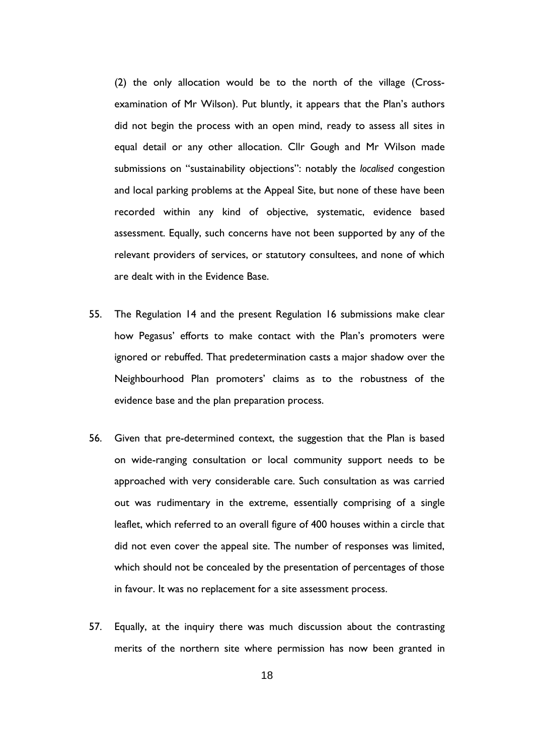(2) the only allocation would be to the north of the village (Cross-examination of Mr Wilson). Put bluntly, it appears that the Plan's authors did not begin the process with an open mind, ready to assess all sites in equal detail or any other allocation. Cllr Gough and Mr Wilson made submissions on "sustainability objections": notably the *localised* congestion and local parking problems at the Appeal Site, but none of these have been recorded within any kind of objective, systematic, evidence based assessment. Equally, such concerns have not been supported by any of the relevant providers of services, or statutory consultees, and none of which are dealt with in the Evidence Base.

55. The Regulation 14 and the present Regulation 16 submissions make clear how Pegasus' efforts to make contact with the Plan's promoters were ignored or rebuffed. That predetermination casts a major shadow over the Neighbourhood Plan promoters' claims as to the robustness of the evidence base and the plan preparation process.

56. Given that pre-determined context, the suggestion that the Plan is based on wide-ranging consultation or local community support needs to be approached with very considerable care. Such consultation as was carried out was rudimentary in the extreme, essentially comprising of a single leaflet, which referred to an overall figure of 400 houses within a circle that did not even cover the appeal site. The number of responses was limited, which should not be concealed by the presentation of percentages of those in favour. It was no replacement for a site assessment process.

57. Equally, at the inquiry there was much discussion about the contrasting merits of the northern site where permission has now been granted in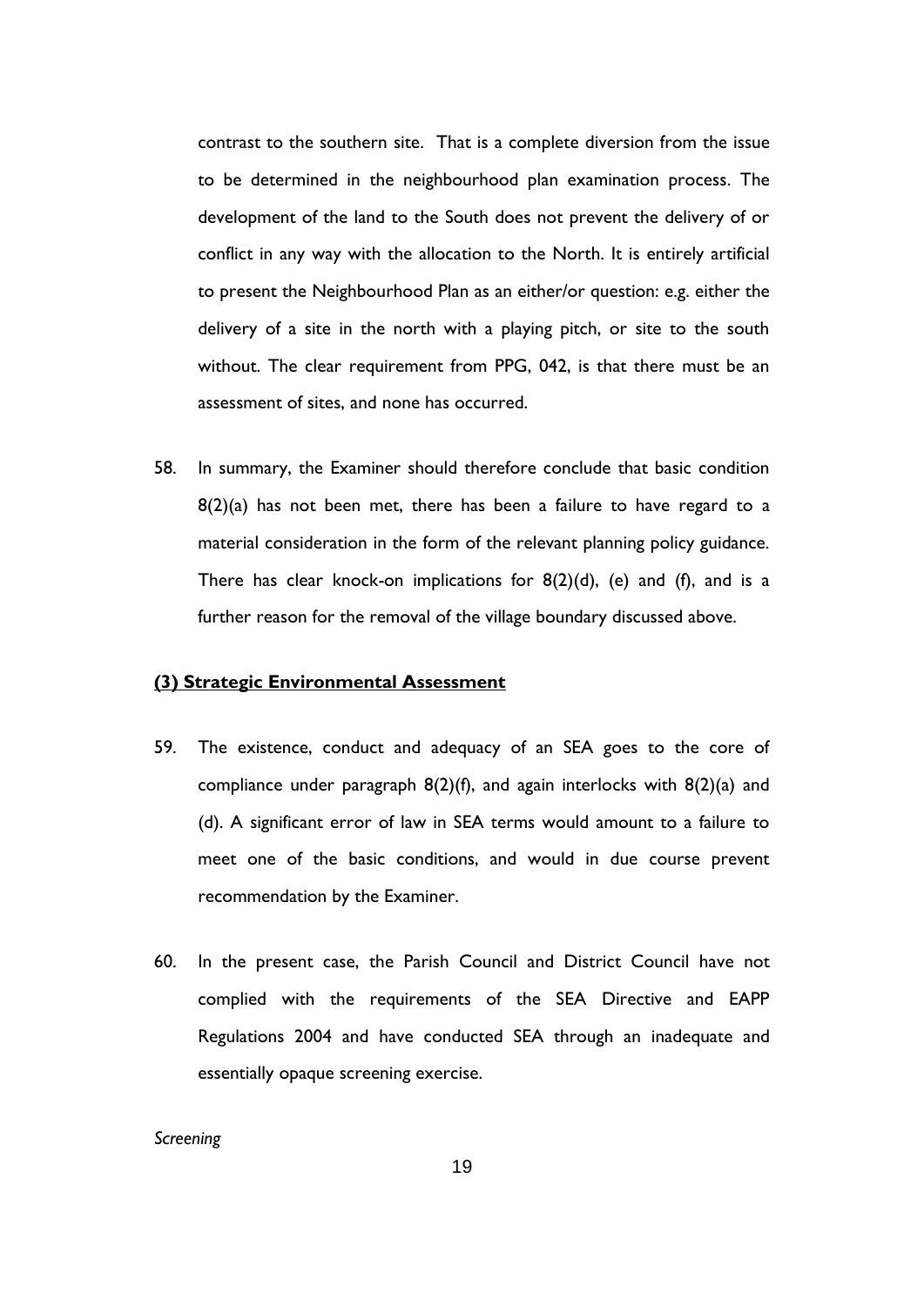contrast to the southern site. That is a complete diversion from the issue to be determined in the neighbourhood plan examination process. The development of the land to the South does not prevent the delivery of or conflict in any way with the allocation to the North. It is entirely artificial to present the Neighbourhood Plan as an either/or question: e.g. either the delivery of a site in the north with a playing pitch, or site to the south without. The clear requirement from PPG, 042, is that there must be an assessment of sites, and none has occurred.

58. In summary, the Examiner should therefore conclude that basic condition 8(2)(a) has not been met, there has been a failure to have regard to a material consideration in the form of the relevant planning policy guidance. There has clear knock-on implications for 8(2)(d), (e) and (f), and is a further reason for the removal of the village boundary discussed above.

**(3) Strategic Environmental Assessment**

59. The existence, conduct and adequacy of an SEA goes to the core of compliance under paragraph 8(2)(f), and again interlocks with 8(2)(a) and (d). A significant error of law in SEA terms would amount to a failure to meet one of the basic conditions, and would in due course prevent recommendation by the Examiner.

60. In the present case, the Parish Council and District Council have not complied with the requirements of the SEA Directive and EAPP Regulations 2004 and have conducted SEA through an inadequate and essentially opaque screening exercise.

*Screening*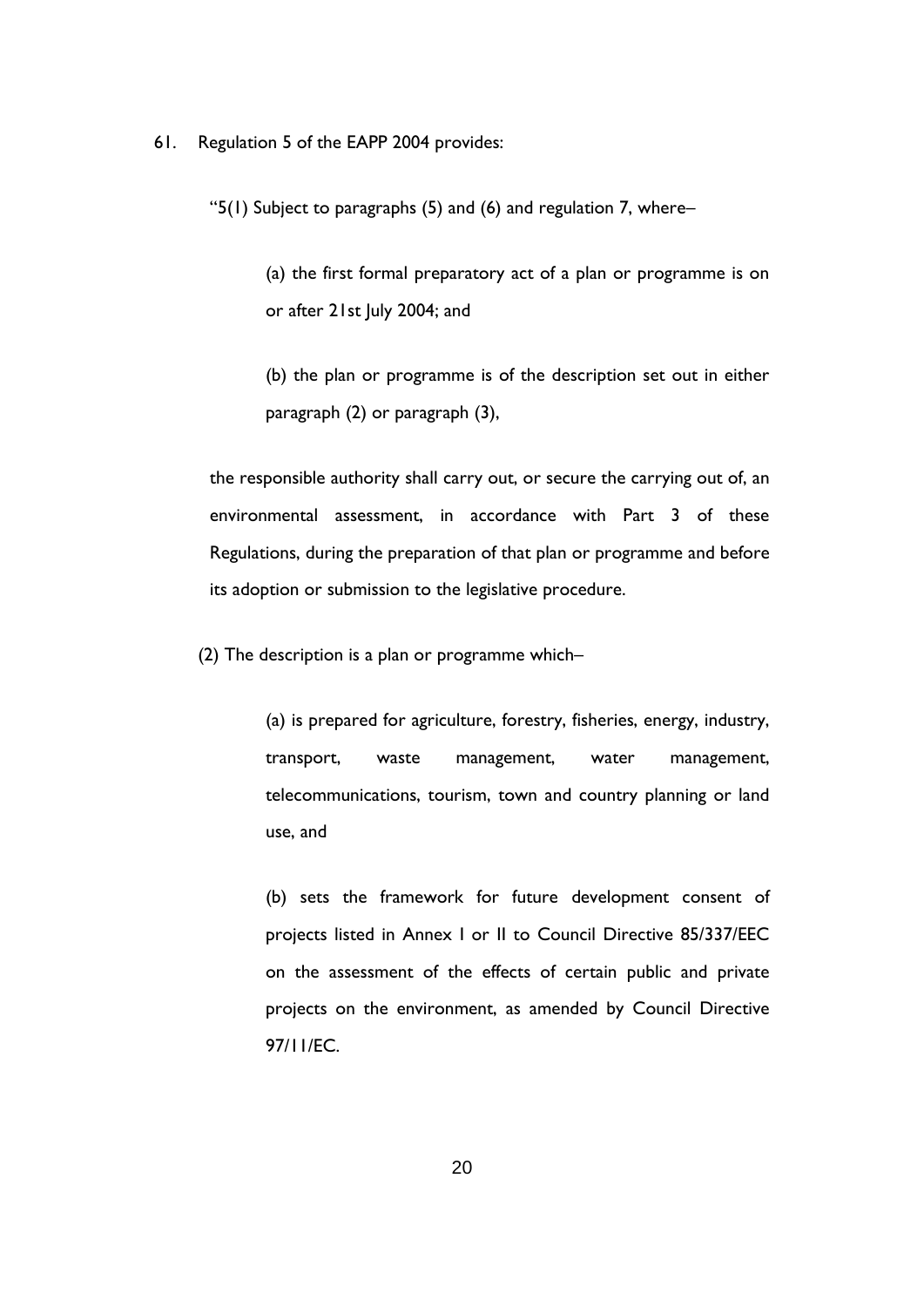61. Regulation 5 of the EAPP 2004 provides:

"5(1) Subject to paragraphs (5) and (6) and regulation 7, where–

> (a) the first formal preparatory act of a plan or programme is on or after 21st July 2004; and
>
> (b) the plan or programme is of the description set out in either paragraph (2) or paragraph (3),

the responsible authority shall carry out, or secure the carrying out of, an environmental assessment, in accordance with Part 3 of these Regulations, during the preparation of that plan or programme and before its adoption or submission to the legislative procedure.

(2) The description is a plan or programme which–

> (a) is prepared for agriculture, forestry, fisheries, energy, industry, transport, waste management, water management, telecommunications, tourism, town and country planning or land use, and
>
> (b) sets the framework for future development consent of projects listed in Annex I or II to Council Directive 85/337/EEC on the assessment of the effects of certain public and private projects on the environment, as amended by Council Directive 97/11/EC.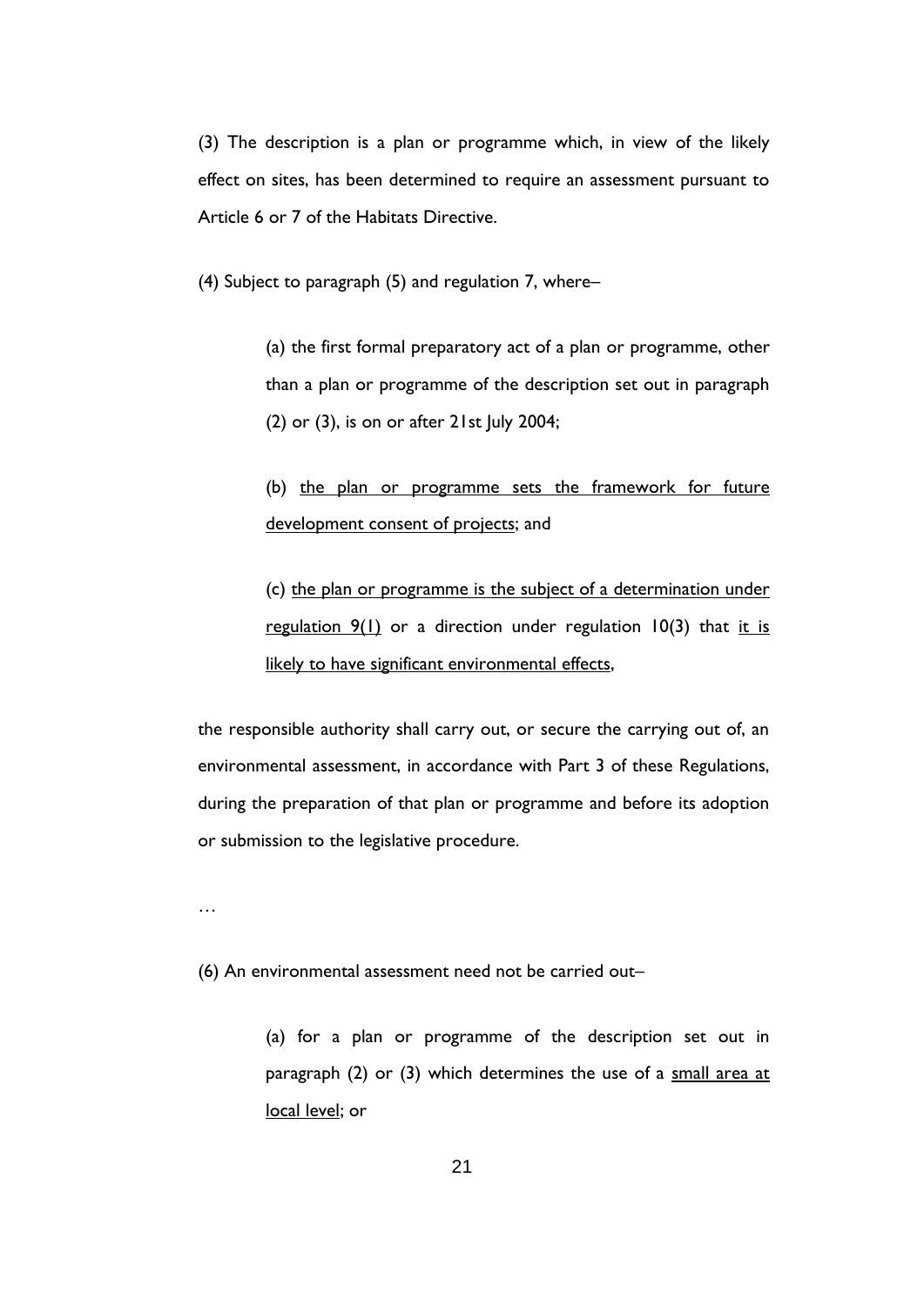(3) The description is a plan or programme which, in view of the likely effect on sites, has been determined to require an assessment pursuant to Article 6 or 7 of the Habitats Directive.

(4) Subject to paragraph (5) and regulation 7, where–

> (a) the first formal preparatory act of a plan or programme, other than a plan or programme of the description set out in paragraph (2) or (3), is on or after 21st July 2004;
>
> (b) <u>the plan or programme sets the framework for future development consent of projects</u>; and
>
> (c) <u>the plan or programme is the subject of a determination under regulation 9(1)</u> or a direction under regulation 10(3) that <u>it is likely to have significant environmental effects</u>,

the responsible authority shall carry out, or secure the carrying out of, an environmental assessment, in accordance with Part 3 of these Regulations, during the preparation of that plan or programme and before its adoption or submission to the legislative procedure.

…

(6) An environmental assessment need not be carried out–

> (a) for a plan or programme of the description set out in paragraph (2) or (3) which determines the use of a <u>small area at local level</u>; or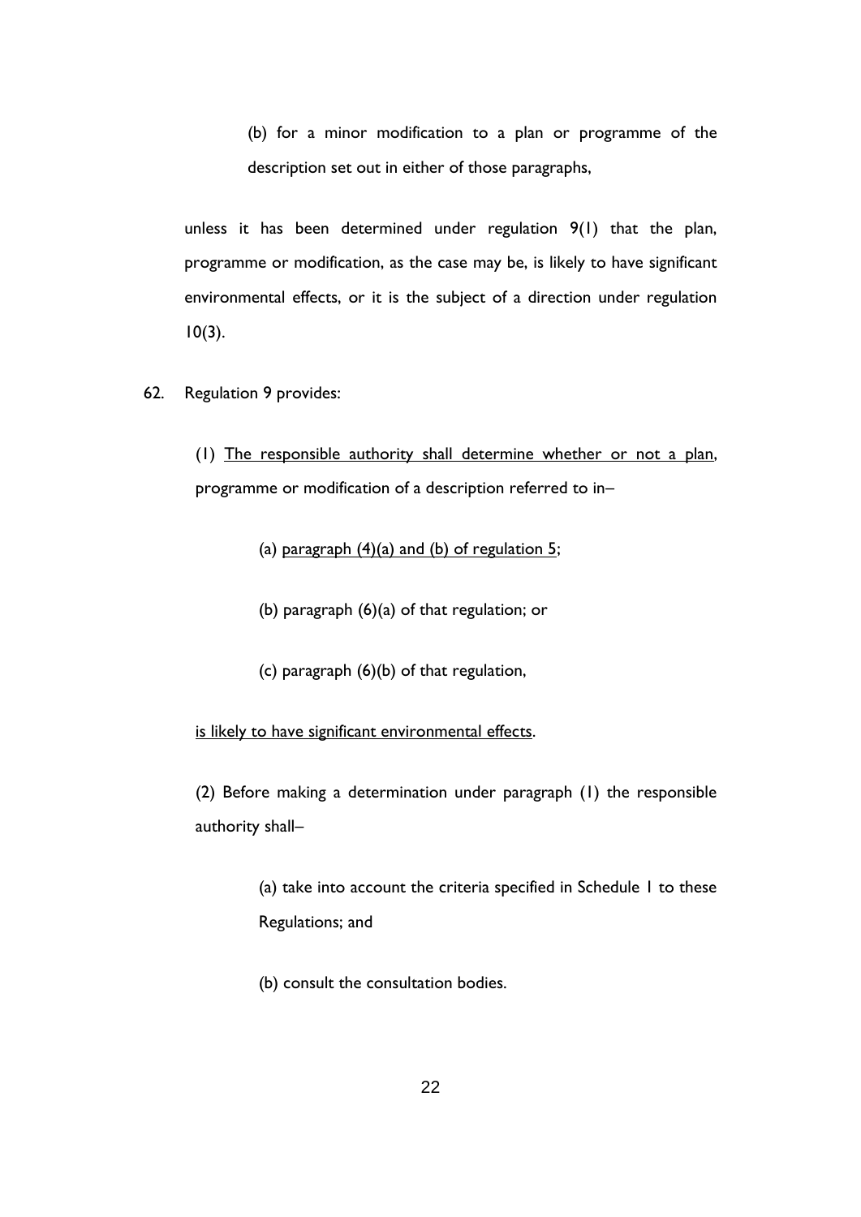(b) for a minor modification to a plan or programme of the description set out in either of those paragraphs,

unless it has been determined under regulation 9(1) that the plan, programme or modification, as the case may be, is likely to have significant environmental effects, or it is the subject of a direction under regulation 10(3).

62. Regulation 9 provides:

(1) <u>The responsible authority shall determine whether or not a plan</u>, programme or modification of a description referred to in–

(a) <u>paragraph (4)(a) and (b) of regulation 5</u>;

(b) paragraph (6)(a) of that regulation; or

(c) paragraph (6)(b) of that regulation,

<u>is likely to have significant environmental effects</u>.

(2) Before making a determination under paragraph (1) the responsible authority shall–

(a) take into account the criteria specified in Schedule 1 to these Regulations; and

(b) consult the consultation bodies.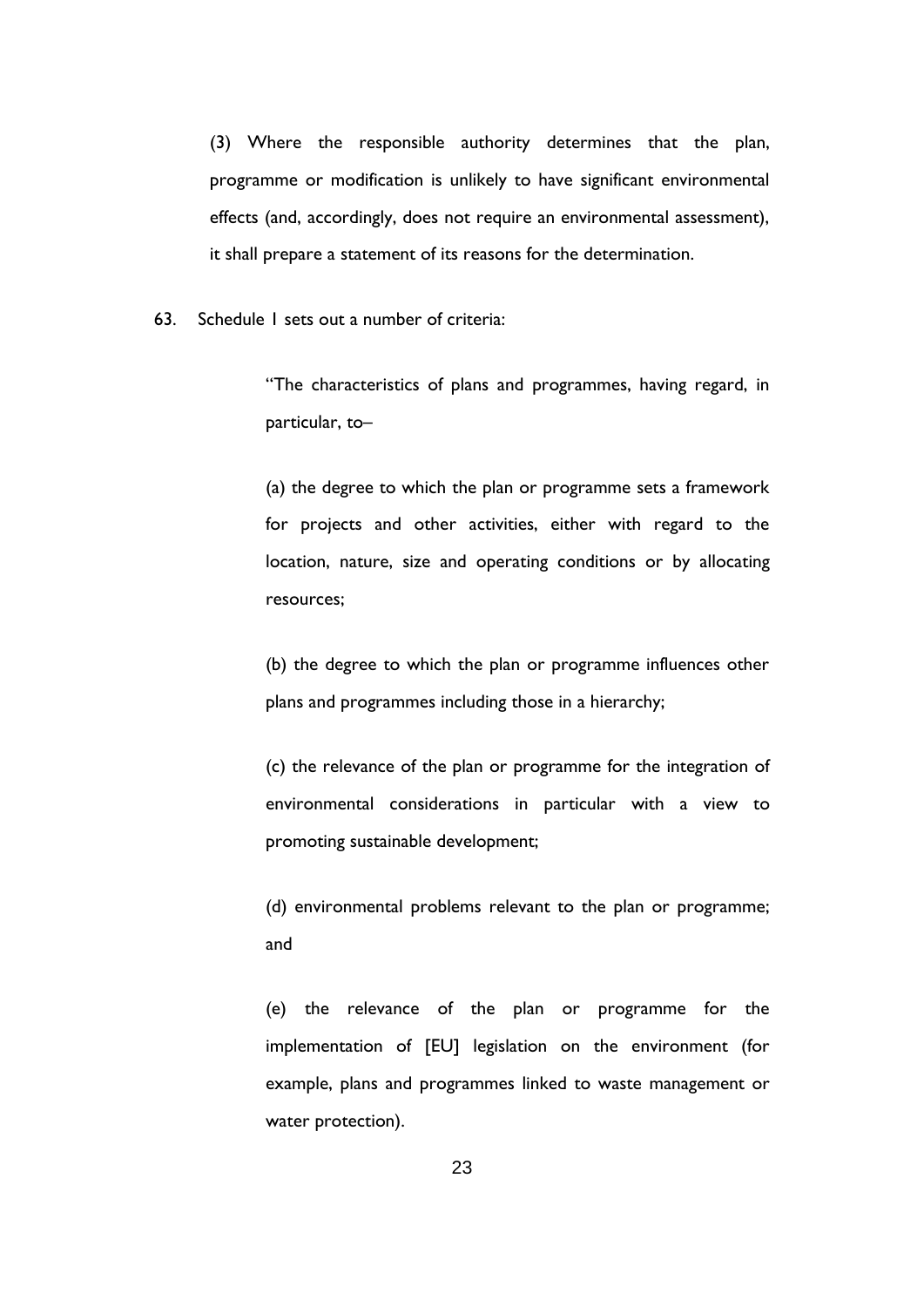(3) Where the responsible authority determines that the plan, programme or modification is unlikely to have significant environmental effects (and, accordingly, does not require an environmental assessment), it shall prepare a statement of its reasons for the determination.

63. Schedule 1 sets out a number of criteria:

> "The characteristics of plans and programmes, having regard, in particular, to–
>
> (a) the degree to which the plan or programme sets a framework for projects and other activities, either with regard to the location, nature, size and operating conditions or by allocating resources;
>
> (b) the degree to which the plan or programme influences other plans and programmes including those in a hierarchy;
>
> (c) the relevance of the plan or programme for the integration of environmental considerations in particular with a view to promoting sustainable development;
>
> (d) environmental problems relevant to the plan or programme; and
>
> (e) the relevance of the plan or programme for the implementation of [EU] legislation on the environment (for example, plans and programmes linked to waste management or water protection).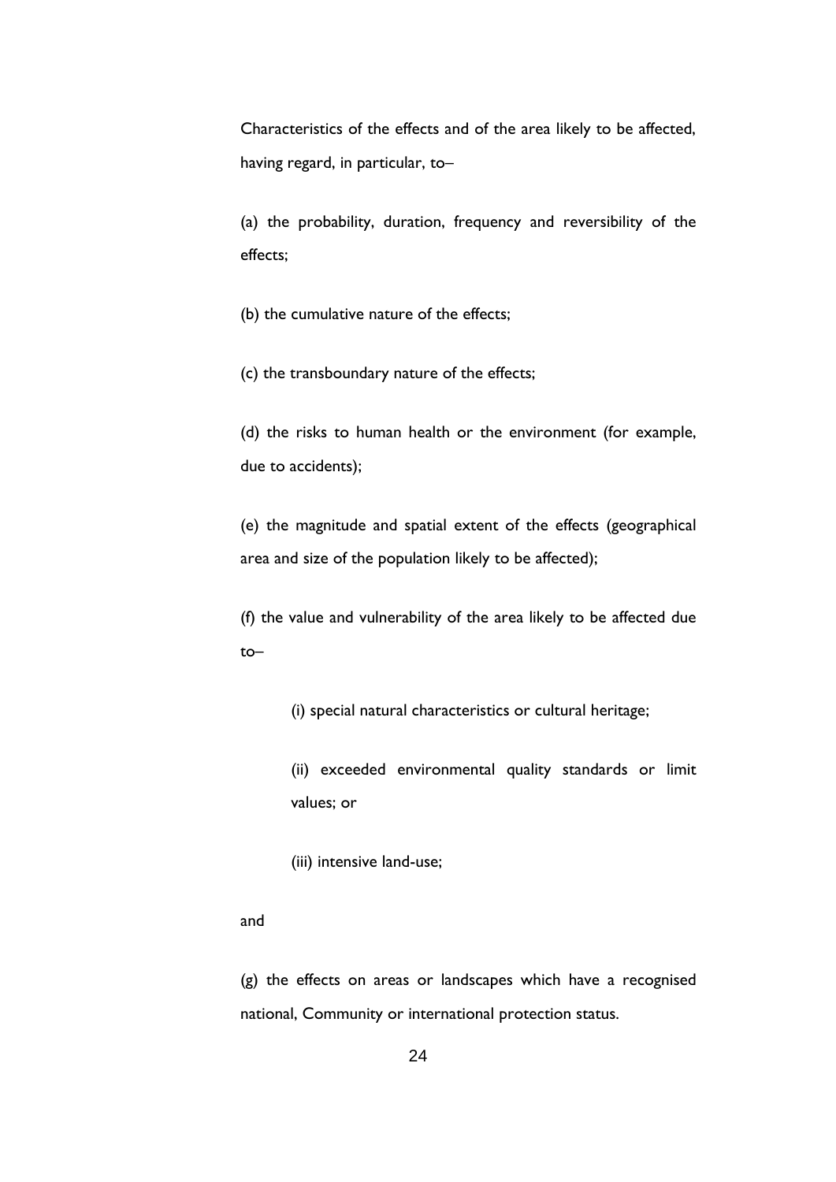Characteristics of the effects and of the area likely to be affected, having regard, in particular, to–

(a) the probability, duration, frequency and reversibility of the effects;

(b) the cumulative nature of the effects;

(c) the transboundary nature of the effects;

(d) the risks to human health or the environment (for example, due to accidents);

(e) the magnitude and spatial extent of the effects (geographical area and size of the population likely to be affected);

(f) the value and vulnerability of the area likely to be affected due to–

> (i) special natural characteristics or cultural heritage;
>
> (ii) exceeded environmental quality standards or limit values; or
>
> (iii) intensive land-use;

and

(g) the effects on areas or landscapes which have a recognised national, Community or international protection status.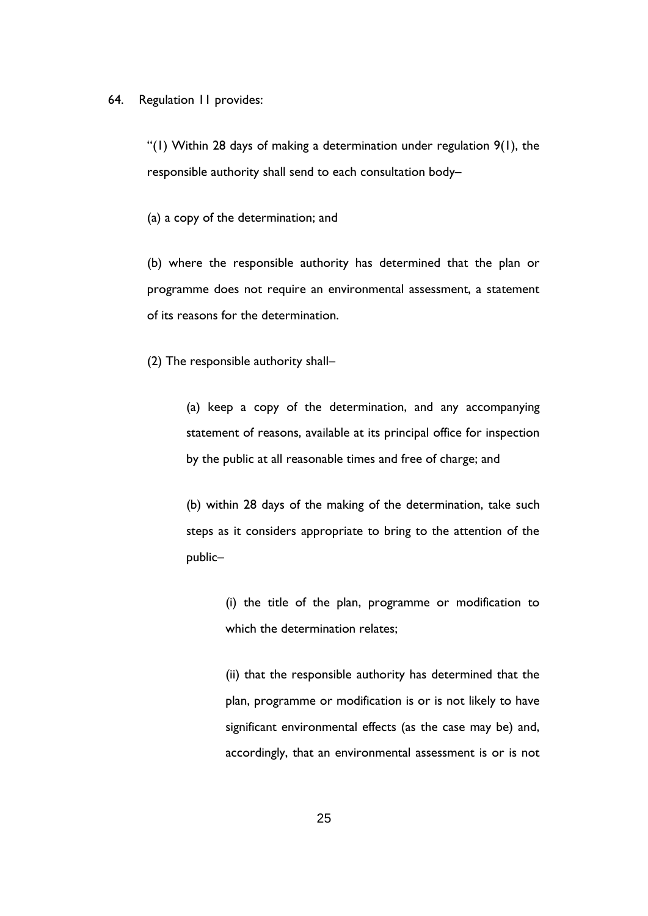64. Regulation 11 provides:

> "(1) Within 28 days of making a determination under regulation 9(1), the responsible authority shall send to each consultation body–
>
> (a) a copy of the determination; and
>
> (b) where the responsible authority has determined that the plan or programme does not require an environmental assessment, a statement of its reasons for the determination.
>
> (2) The responsible authority shall–
>
>> (a) keep a copy of the determination, and any accompanying statement of reasons, available at its principal office for inspection by the public at all reasonable times and free of charge; and
>>
>> (b) within 28 days of the making of the determination, take such steps as it considers appropriate to bring to the attention of the public–
>>
>>> (i) the title of the plan, programme or modification to which the determination relates;
>>>
>>> (ii) that the responsible authority has determined that the plan, programme or modification is or is not likely to have significant environmental effects (as the case may be) and, accordingly, that an environmental assessment is or is not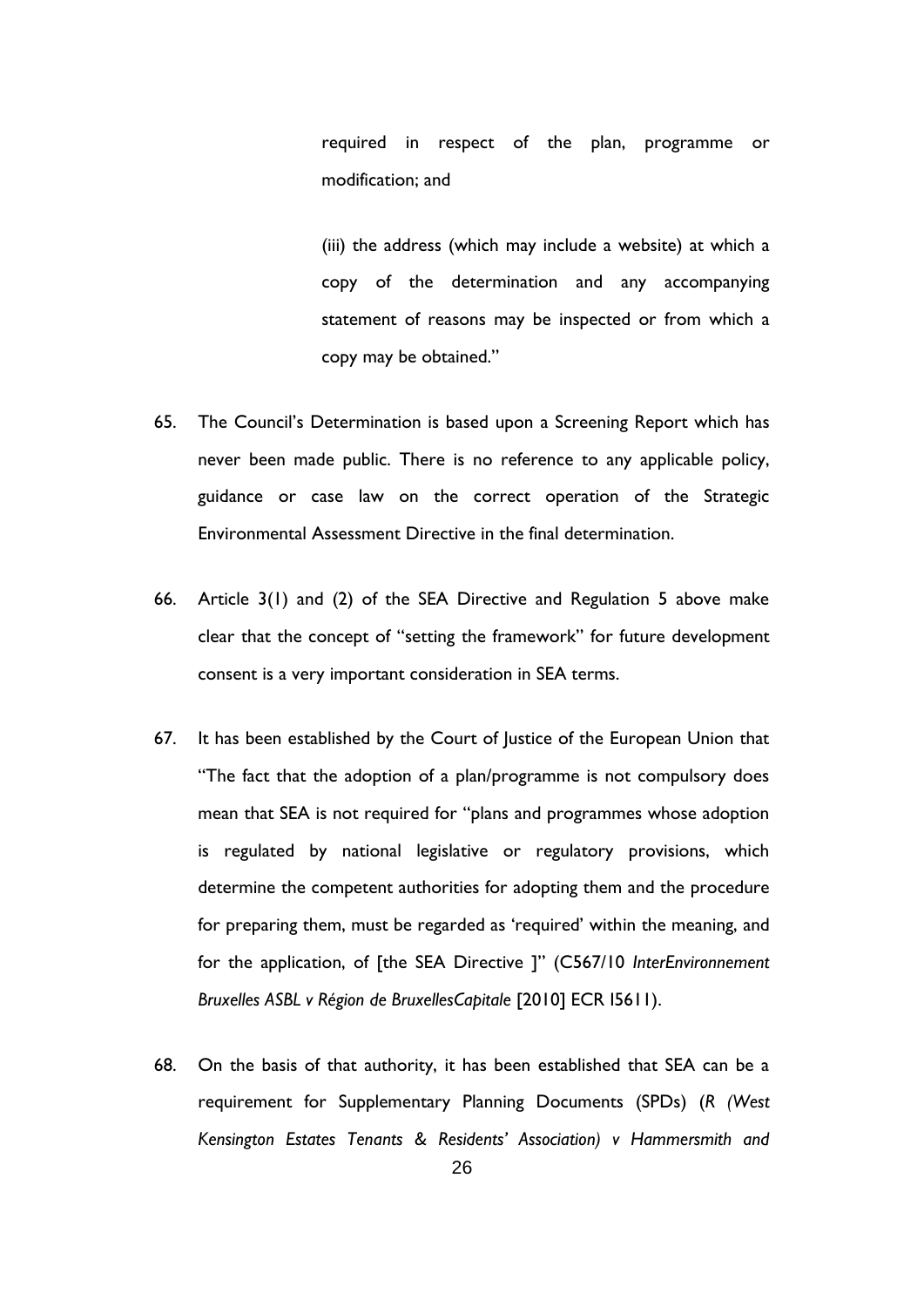required in respect of the plan, programme or modification; and

(iii) the address (which may include a website) at which a copy of the determination and any accompanying statement of reasons may be inspected or from which a copy may be obtained."

65. The Council's Determination is based upon a Screening Report which has never been made public. There is no reference to any applicable policy, guidance or case law on the correct operation of the Strategic Environmental Assessment Directive in the final determination.

66. Article 3(1) and (2) of the SEA Directive and Regulation 5 above make clear that the concept of "setting the framework" for future development consent is a very important consideration in SEA terms.

67. It has been established by the Court of Justice of the European Union that "The fact that the adoption of a plan/programme is not compulsory does mean that SEA is not required for "plans and programmes whose adoption is regulated by national legislative or regulatory provisions, which determine the competent authorities for adopting them and the procedure for preparing them, must be regarded as 'required' within the meaning, and for the application, of [the SEA Directive ]" (C567/10 *InterEnvironnement Bruxelles ASBL v Région de BruxellesCapitale* [2010] ECR I5611).

68. On the basis of that authority, it has been established that SEA can be a requirement for Supplementary Planning Documents (SPDs) (*R (West Kensington Estates Tenants & Residents' Association) v Hammersmith and*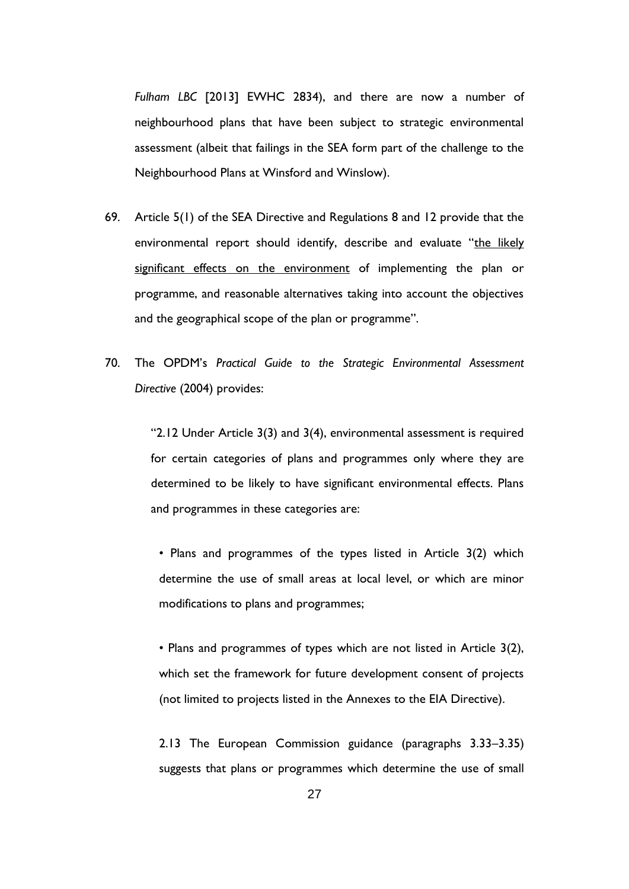*Fulham LBC* [2013] EWHC 2834), and there are now a number of neighbourhood plans that have been subject to strategic environmental assessment (albeit that failings in the SEA form part of the challenge to the Neighbourhood Plans at Winsford and Winslow).

69. Article 5(1) of the SEA Directive and Regulations 8 and 12 provide that the environmental report should identify, describe and evaluate "<u>the likely significant effects on the environment</u> of implementing the plan or programme, and reasonable alternatives taking into account the objectives and the geographical scope of the plan or programme".

70. The OPDM's *Practical Guide to the Strategic Environmental Assessment Directive* (2004) provides:

> "2.12 Under Article 3(3) and 3(4), environmental assessment is required for certain categories of plans and programmes only where they are determined to be likely to have significant environmental effects. Plans and programmes in these categories are:
>
> • Plans and programmes of the types listed in Article 3(2) which determine the use of small areas at local level, or which are minor modifications to plans and programmes;
>
> • Plans and programmes of types which are not listed in Article 3(2), which set the framework for future development consent of projects (not limited to projects listed in the Annexes to the EIA Directive).
>
> 2.13 The European Commission guidance (paragraphs 3.33–3.35) suggests that plans or programmes which determine the use of small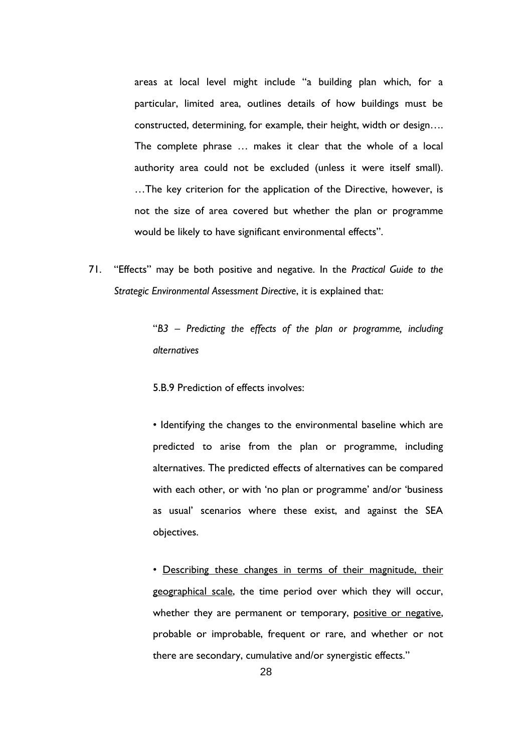areas at local level might include "a building plan which, for a particular, limited area, outlines details of how buildings must be constructed, determining, for example, their height, width or design…. The complete phrase … makes it clear that the whole of a local authority area could not be excluded (unless it were itself small). …The key criterion for the application of the Directive, however, is not the size of area covered but whether the plan or programme would be likely to have significant environmental effects".

71. "Effects" may be both positive and negative. In the *Practical Guide to the Strategic Environmental Assessment Directive*, it is explained that:

> "*B3 – Predicting the effects of the plan or programme, including alternatives*
>
> 5.B.9 Prediction of effects involves:
>
> • Identifying the changes to the environmental baseline which are predicted to arise from the plan or programme, including alternatives. The predicted effects of alternatives can be compared with each other, or with 'no plan or programme' and/or 'business as usual' scenarios where these exist, and against the SEA objectives.
>
> • <u>Describing these changes in terms of their magnitude, their geographical scale</u>, the time period over which they will occur, whether they are permanent or temporary, <u>positive or negative</u>, probable or improbable, frequent or rare, and whether or not there are secondary, cumulative and/or synergistic effects."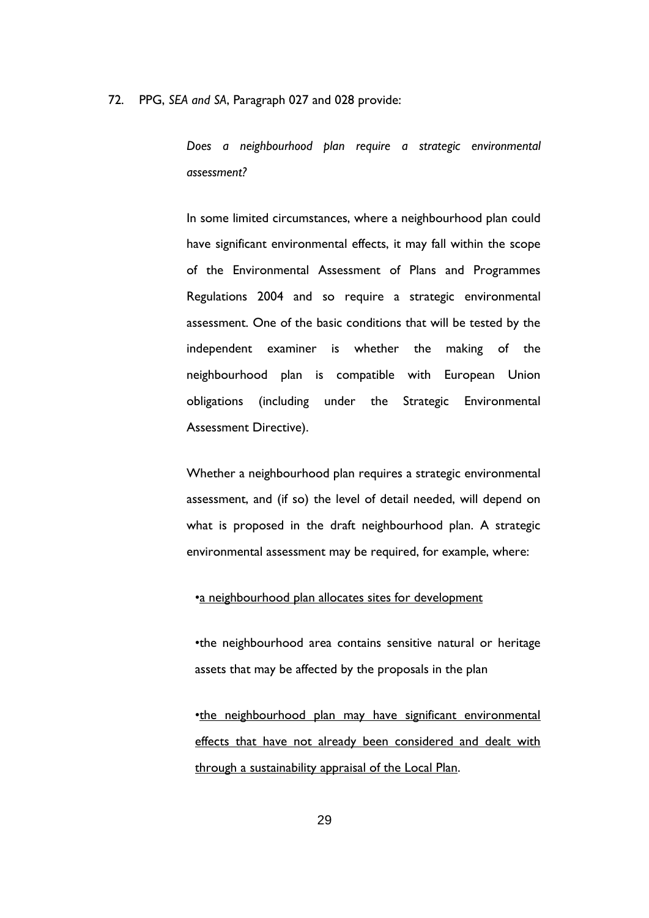72. PPG, *SEA and SA*, Paragraph 027 and 028 provide:

> *Does a neighbourhood plan require a strategic environmental assessment?*
>
> In some limited circumstances, where a neighbourhood plan could have significant environmental effects, it may fall within the scope of the Environmental Assessment of Plans and Programmes Regulations 2004 and so require a strategic environmental assessment. One of the basic conditions that will be tested by the independent examiner is whether the making of the neighbourhood plan is compatible with European Union obligations (including under the Strategic Environmental Assessment Directive).
>
> Whether a neighbourhood plan requires a strategic environmental assessment, and (if so) the level of detail needed, will depend on what is proposed in the draft neighbourhood plan. A strategic environmental assessment may be required, for example, where:
>
> •<u>a neighbourhood plan allocates sites for development</u>
>
> •the neighbourhood area contains sensitive natural or heritage assets that may be affected by the proposals in the plan
>
> •<u>the neighbourhood plan may have significant environmental effects that have not already been considered and dealt with through a sustainability appraisal of the Local Plan</u>.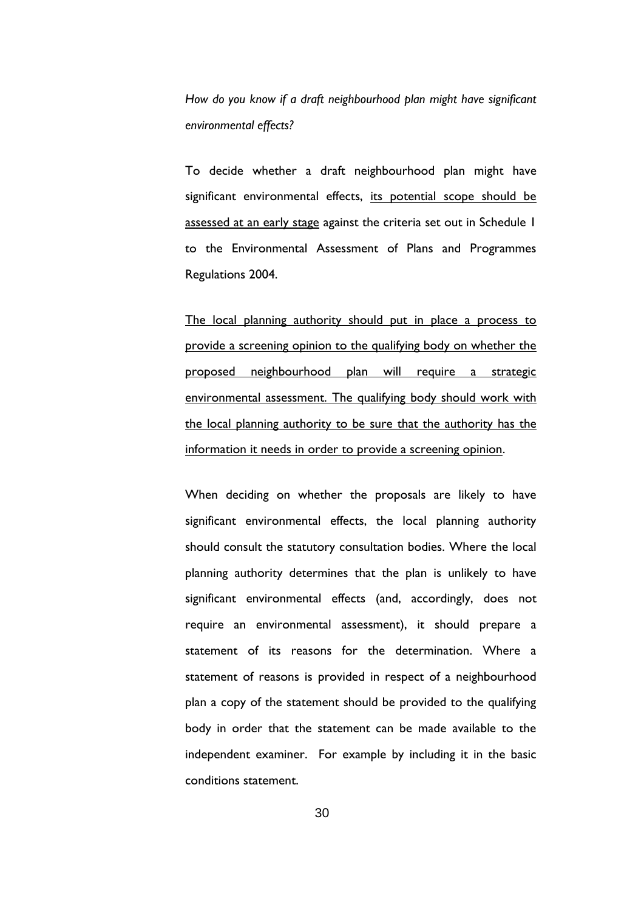*How do you know if a draft neighbourhood plan might have significant environmental effects?*

To decide whether a draft neighbourhood plan might have significant environmental effects, <u>its potential scope should be assessed at an early stage</u> against the criteria set out in Schedule 1 to the Environmental Assessment of Plans and Programmes Regulations 2004.

<u>The local planning authority should put in place a process to provide a screening opinion to the qualifying body on whether the proposed neighbourhood plan will require a strategic environmental assessment. The qualifying body should work with the local planning authority to be sure that the authority has the information it needs in order to provide a screening opinion</u>.

When deciding on whether the proposals are likely to have significant environmental effects, the local planning authority should consult the statutory consultation bodies. Where the local planning authority determines that the plan is unlikely to have significant environmental effects (and, accordingly, does not require an environmental assessment), it should prepare a statement of its reasons for the determination. Where a statement of reasons is provided in respect of a neighbourhood plan a copy of the statement should be provided to the qualifying body in order that the statement can be made available to the independent examiner. For example by including it in the basic conditions statement.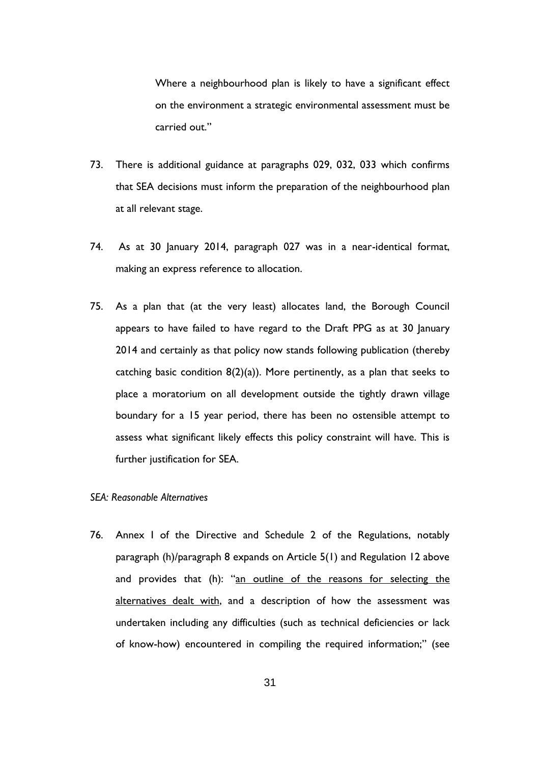> Where a neighbourhood plan is likely to have a significant effect on the environment a strategic environmental assessment must be carried out."

73. There is additional guidance at paragraphs 029, 032, 033 which confirms that SEA decisions must inform the preparation of the neighbourhood plan at all relevant stage.

74. As at 30 January 2014, paragraph 027 was in a near-identical format, making an express reference to allocation.

75. As a plan that (at the very least) allocates land, the Borough Council appears to have failed to have regard to the Draft PPG as at 30 January 2014 and certainly as that policy now stands following publication (thereby catching basic condition 8(2)(a)). More pertinently, as a plan that seeks to place a moratorium on all development outside the tightly drawn village boundary for a 15 year period, there has been no ostensible attempt to assess what significant likely effects this policy constraint will have. This is further justification for SEA.

*SEA: Reasonable Alternatives*

76. Annex I of the Directive and Schedule 2 of the Regulations, notably paragraph (h)/paragraph 8 expands on Article 5(1) and Regulation 12 above and provides that (h): "<u>an outline of the reasons for selecting the alternatives dealt with</u>, and a description of how the assessment was undertaken including any difficulties (such as technical deficiencies or lack of know-how) encountered in compiling the required information;" (see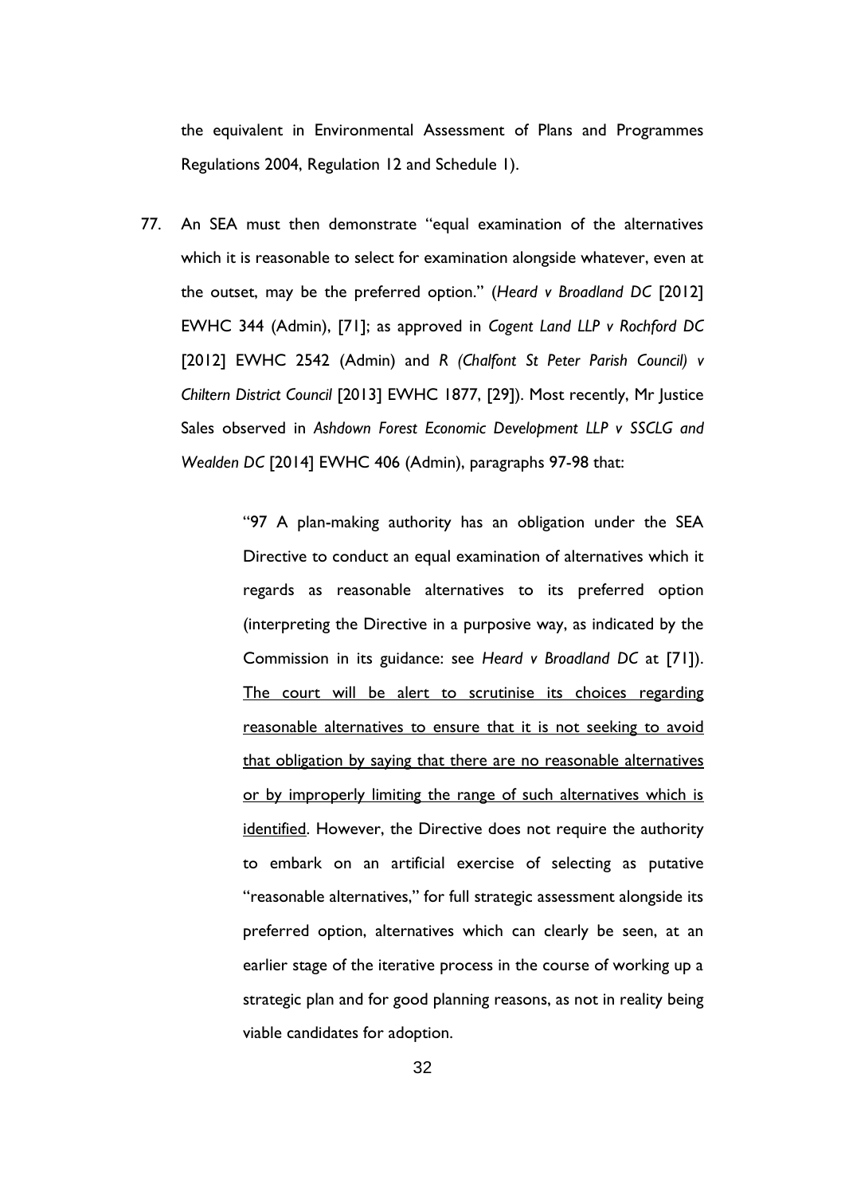the equivalent in Environmental Assessment of Plans and Programmes Regulations 2004, Regulation 12 and Schedule 1).

77. An SEA must then demonstrate "equal examination of the alternatives which it is reasonable to select for examination alongside whatever, even at the outset, may be the preferred option." (*Heard v Broadland DC* [2012] EWHC 344 (Admin), [71]; as approved in *Cogent Land LLP v Rochford DC* [2012] EWHC 2542 (Admin) and *R (Chalfont St Peter Parish Council) v Chiltern District Council* [2013] EWHC 1877, [29]). Most recently, Mr Justice Sales observed in *Ashdown Forest Economic Development LLP v SSCLG and Wealden DC* [2014] EWHC 406 (Admin), paragraphs 97-98 that:

> "97 A plan-making authority has an obligation under the SEA Directive to conduct an equal examination of alternatives which it regards as reasonable alternatives to its preferred option (interpreting the Directive in a purposive way, as indicated by the Commission in its guidance: see *Heard v Broadland DC* at [71]). <u>The court will be alert to scrutinise its choices regarding reasonable alternatives to ensure that it is not seeking to avoid that obligation by saying that there are no reasonable alternatives or by improperly limiting the range of such alternatives which is identified</u>. However, the Directive does not require the authority to embark on an artificial exercise of selecting as putative "reasonable alternatives," for full strategic assessment alongside its preferred option, alternatives which can clearly be seen, at an earlier stage of the iterative process in the course of working up a strategic plan and for good planning reasons, as not in reality being viable candidates for adoption.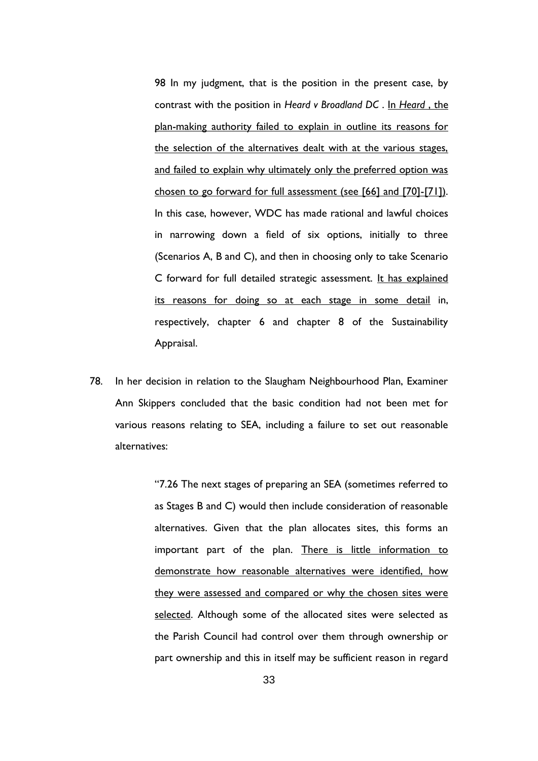> 98 In my judgment, that is the position in the present case, by contrast with the position in *Heard v Broadland DC* . <u>In *Heard* , the plan-making authority failed to explain in outline its reasons for the selection of the alternatives dealt with at the various stages, and failed to explain why ultimately only the preferred option was chosen to go forward for full assessment (see [66] and [70]-[71])</u>. In this case, however, WDC has made rational and lawful choices in narrowing down a field of six options, initially to three (Scenarios A, B and C), and then in choosing only to take Scenario C forward for full detailed strategic assessment. <u>It has explained its reasons for doing so at each stage in some detail</u> in, respectively, chapter 6 and chapter 8 of the Sustainability Appraisal.

78. In her decision in relation to the Slaugham Neighbourhood Plan, Examiner Ann Skippers concluded that the basic condition had not been met for various reasons relating to SEA, including a failure to set out reasonable alternatives:

> "7.26 The next stages of preparing an SEA (sometimes referred to as Stages B and C) would then include consideration of reasonable alternatives. Given that the plan allocates sites, this forms an important part of the plan. <u>There is little information to demonstrate how reasonable alternatives were identified, how they were assessed and compared or why the chosen sites were selected</u>. Although some of the allocated sites were selected as the Parish Council had control over them through ownership or part ownership and this in itself may be sufficient reason in regard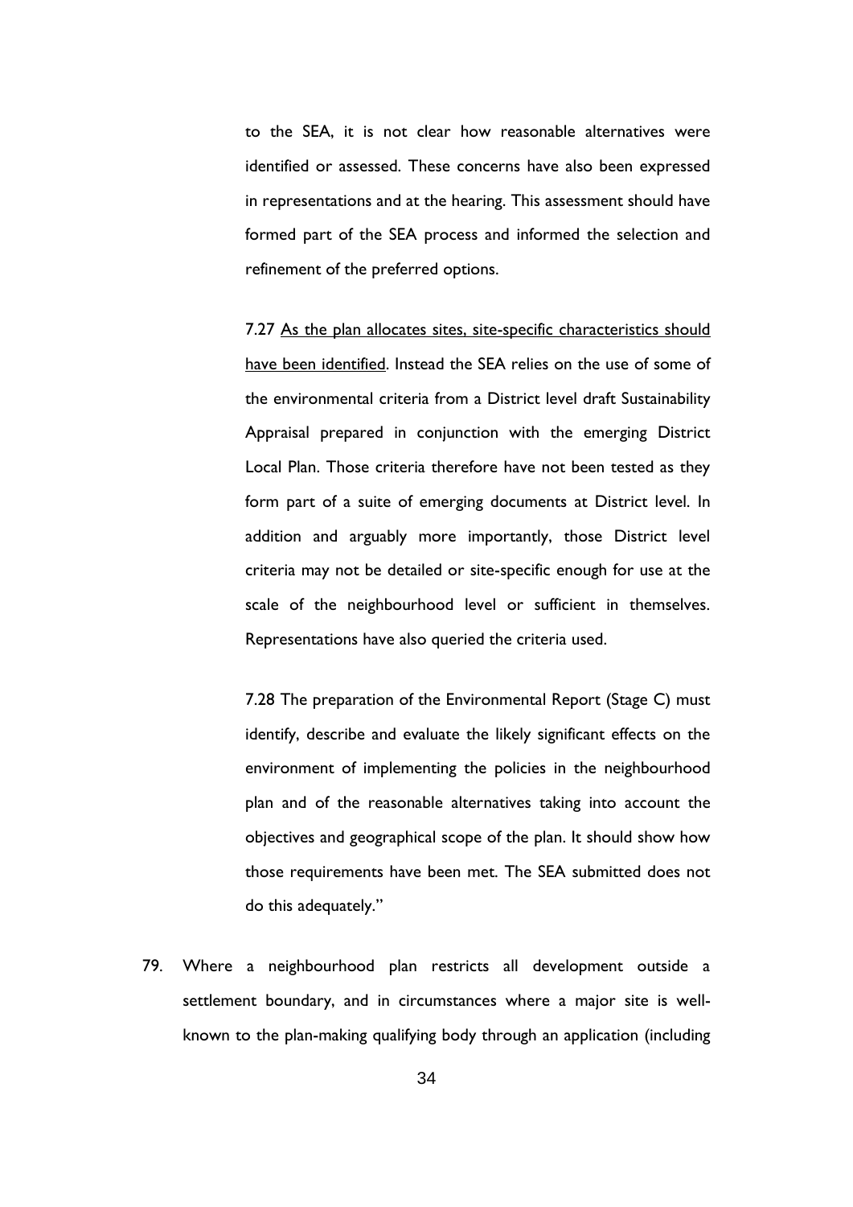to the SEA, it is not clear how reasonable alternatives were identified or assessed. These concerns have also been expressed in representations and at the hearing. This assessment should have formed part of the SEA process and informed the selection and refinement of the preferred options.

7.27 <u>As the plan allocates sites, site-specific characteristics should have been identified</u>. Instead the SEA relies on the use of some of the environmental criteria from a District level draft Sustainability Appraisal prepared in conjunction with the emerging District Local Plan. Those criteria therefore have not been tested as they form part of a suite of emerging documents at District level. In addition and arguably more importantly, those District level criteria may not be detailed or site-specific enough for use at the scale of the neighbourhood level or sufficient in themselves. Representations have also queried the criteria used.

7.28 The preparation of the Environmental Report (Stage C) must identify, describe and evaluate the likely significant effects on the environment of implementing the policies in the neighbourhood plan and of the reasonable alternatives taking into account the objectives and geographical scope of the plan. It should show how those requirements have been met. The SEA submitted does not do this adequately."

79. Where a neighbourhood plan restricts all development outside a settlement boundary, and in circumstances where a major site is well-known to the plan-making qualifying body through an application (including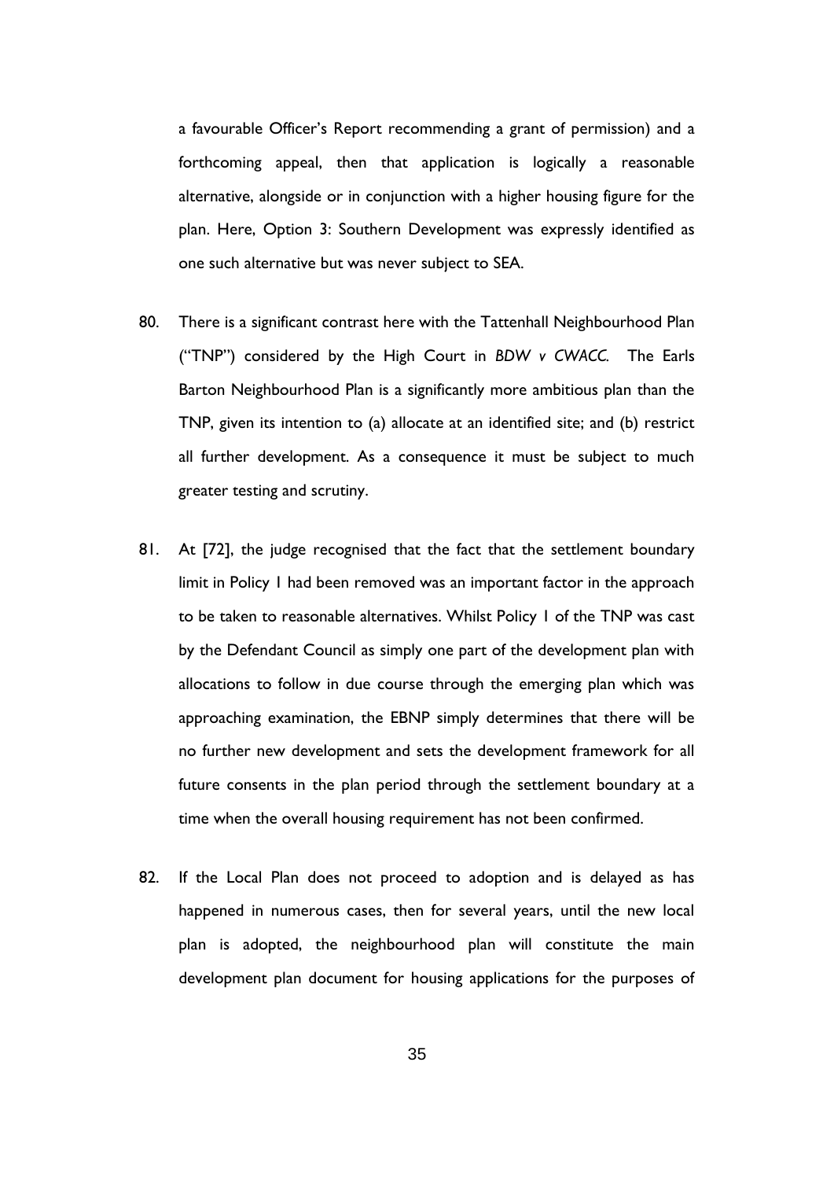a favourable Officer's Report recommending a grant of permission) and a forthcoming appeal, then that application is logically a reasonable alternative, alongside or in conjunction with a higher housing figure for the plan. Here, Option 3: Southern Development was expressly identified as one such alternative but was never subject to SEA.

80. There is a significant contrast here with the Tattenhall Neighbourhood Plan ("TNP") considered by the High Court in *BDW v CWACC.* The Earls Barton Neighbourhood Plan is a significantly more ambitious plan than the TNP, given its intention to (a) allocate at an identified site; and (b) restrict all further development. As a consequence it must be subject to much greater testing and scrutiny.

81. At [72], the judge recognised that the fact that the settlement boundary limit in Policy 1 had been removed was an important factor in the approach to be taken to reasonable alternatives. Whilst Policy 1 of the TNP was cast by the Defendant Council as simply one part of the development plan with allocations to follow in due course through the emerging plan which was approaching examination, the EBNP simply determines that there will be no further new development and sets the development framework for all future consents in the plan period through the settlement boundary at a time when the overall housing requirement has not been confirmed.

82. If the Local Plan does not proceed to adoption and is delayed as has happened in numerous cases, then for several years, until the new local plan is adopted, the neighbourhood plan will constitute the main development plan document for housing applications for the purposes of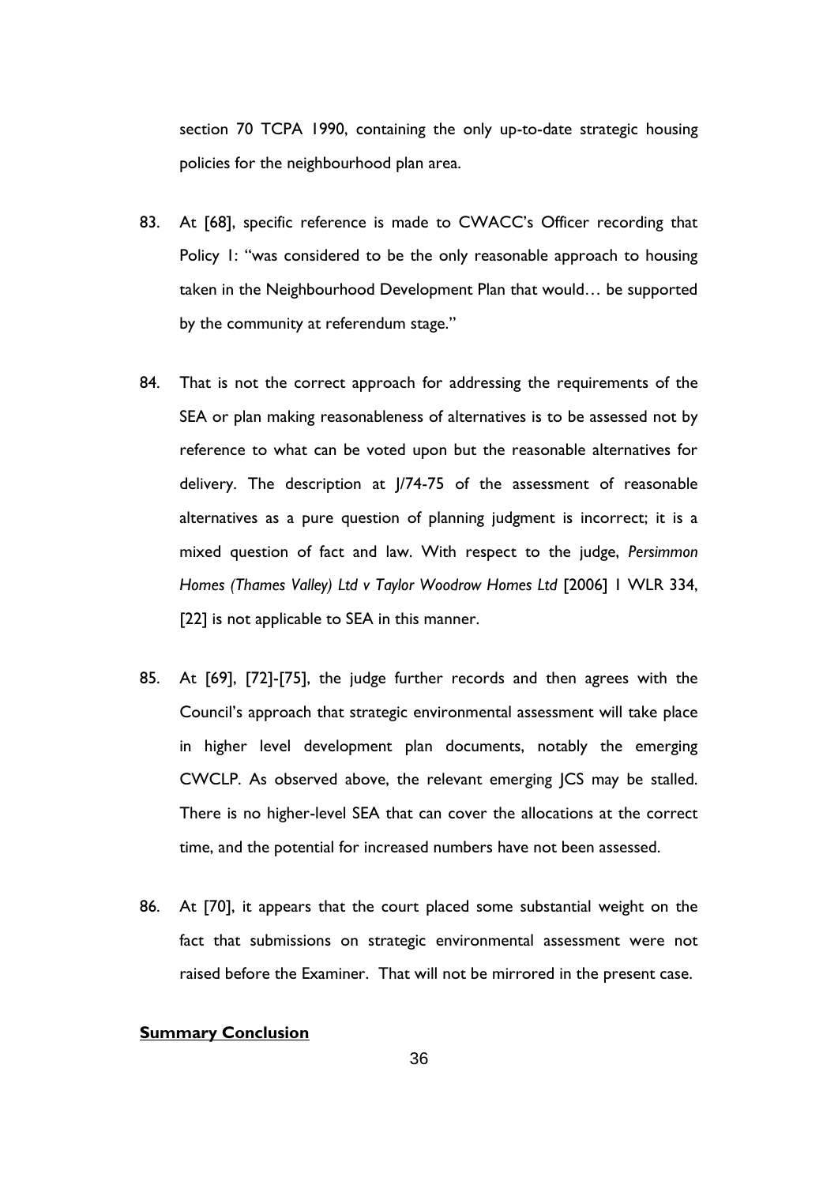section 70 TCPA 1990, containing the only up-to-date strategic housing policies for the neighbourhood plan area.

83. At [68], specific reference is made to CWACC's Officer recording that Policy 1: "was considered to be the only reasonable approach to housing taken in the Neighbourhood Development Plan that would… be supported by the community at referendum stage."

84. That is not the correct approach for addressing the requirements of the SEA or plan making reasonableness of alternatives is to be assessed not by reference to what can be voted upon but the reasonable alternatives for delivery. The description at J/74-75 of the assessment of reasonable alternatives as a pure question of planning judgment is incorrect; it is a mixed question of fact and law. With respect to the judge, *Persimmon Homes (Thames Valley) Ltd v Taylor Woodrow Homes Ltd* [2006] 1 WLR 334, [22] is not applicable to SEA in this manner.

85. At [69], [72]-[75], the judge further records and then agrees with the Council's approach that strategic environmental assessment will take place in higher level development plan documents, notably the emerging CWCLP. As observed above, the relevant emerging JCS may be stalled. There is no higher-level SEA that can cover the allocations at the correct time, and the potential for increased numbers have not been assessed.

86. At [70], it appears that the court placed some substantial weight on the fact that submissions on strategic environmental assessment were not raised before the Examiner. That will not be mirrored in the present case.

**Summary Conclusion**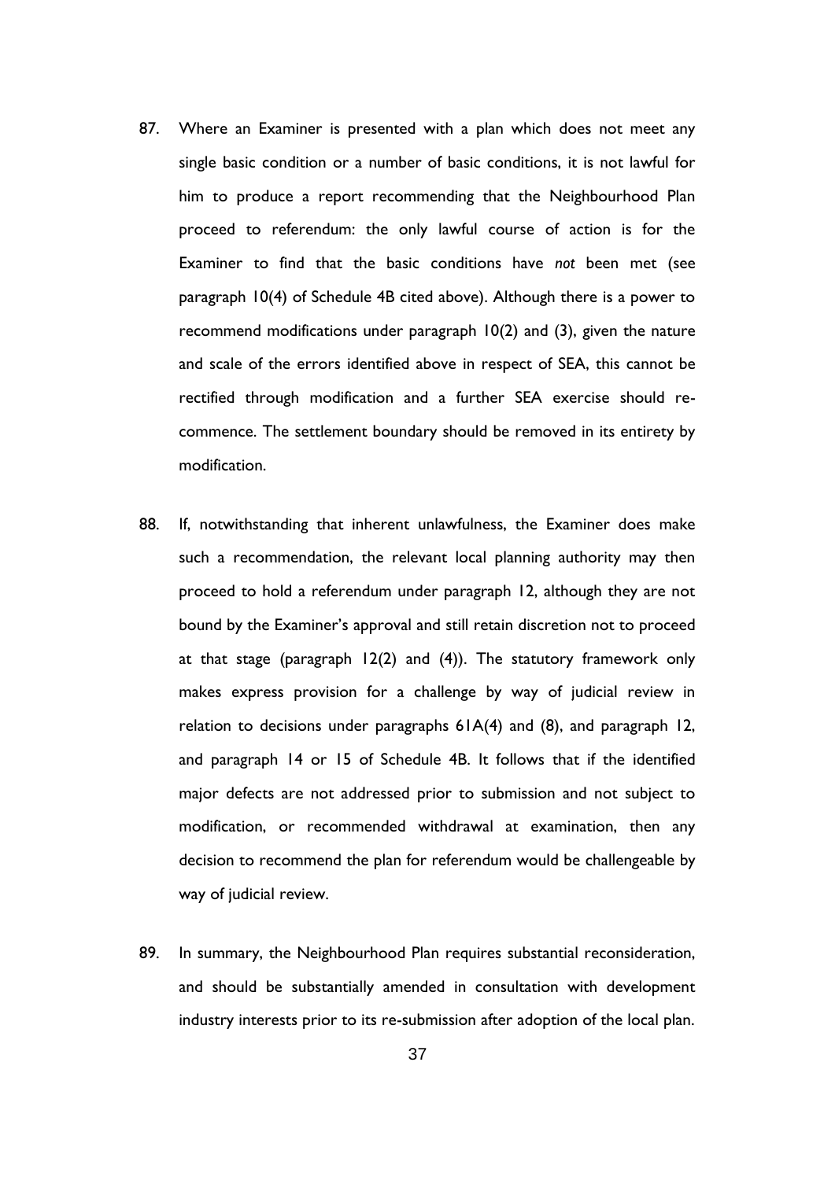87. Where an Examiner is presented with a plan which does not meet any single basic condition or a number of basic conditions, it is not lawful for him to produce a report recommending that the Neighbourhood Plan proceed to referendum: the only lawful course of action is for the Examiner to find that the basic conditions have *not* been met (see paragraph 10(4) of Schedule 4B cited above). Although there is a power to recommend modifications under paragraph 10(2) and (3), given the nature and scale of the errors identified above in respect of SEA, this cannot be rectified through modification and a further SEA exercise should re-commence. The settlement boundary should be removed in its entirety by modification.

88. If, notwithstanding that inherent unlawfulness, the Examiner does make such a recommendation, the relevant local planning authority may then proceed to hold a referendum under paragraph 12, although they are not bound by the Examiner's approval and still retain discretion not to proceed at that stage (paragraph 12(2) and (4)). The statutory framework only makes express provision for a challenge by way of judicial review in relation to decisions under paragraphs 61A(4) and (8), and paragraph 12, and paragraph 14 or 15 of Schedule 4B. It follows that if the identified major defects are not addressed prior to submission and not subject to modification, or recommended withdrawal at examination, then any decision to recommend the plan for referendum would be challengeable by way of judicial review.

89. In summary, the Neighbourhood Plan requires substantial reconsideration, and should be substantially amended in consultation with development industry interests prior to its re-submission after adoption of the local plan.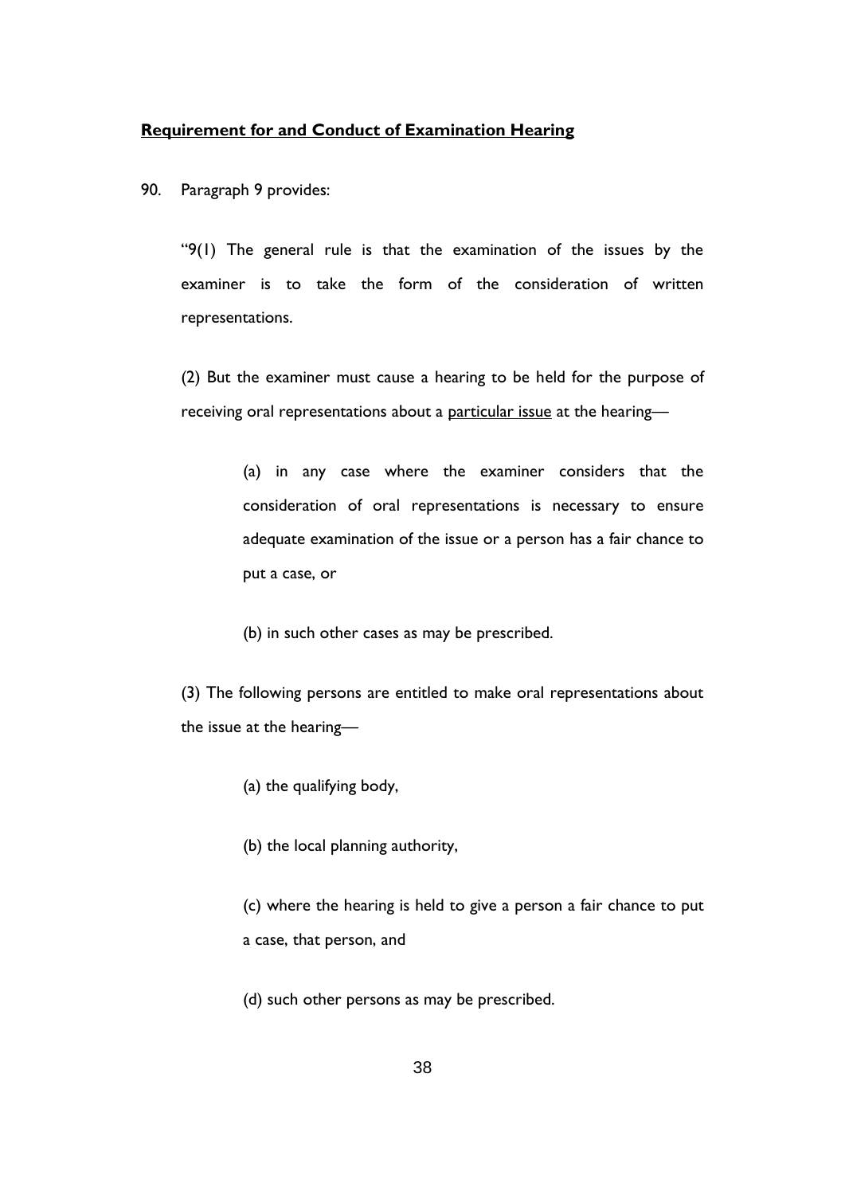**<u>Requirement for and Conduct of Examination Hearing</u>**

90. Paragraph 9 provides:

"9(1) The general rule is that the examination of the issues by the examiner is to take the form of the consideration of written representations.

(2) But the examiner must cause a hearing to be held for the purpose of receiving oral representations about a <u>particular issue</u> at the hearing—

> (a) in any case where the examiner considers that the consideration of oral representations is necessary to ensure adequate examination of the issue or a person has a fair chance to put a case, or
>
> (b) in such other cases as may be prescribed.

(3) The following persons are entitled to make oral representations about the issue at the hearing—

> (a) the qualifying body,
>
> (b) the local planning authority,
>
> (c) where the hearing is held to give a person a fair chance to put a case, that person, and
>
> (d) such other persons as may be prescribed.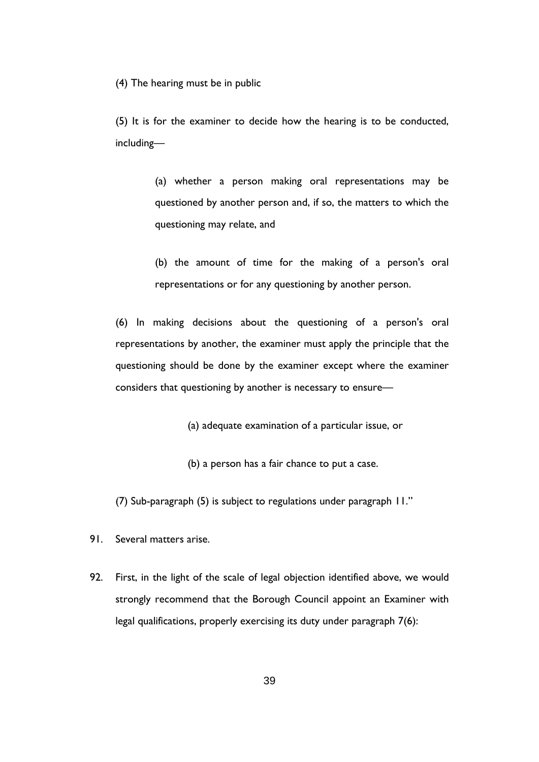(4) The hearing must be in public

(5) It is for the examiner to decide how the hearing is to be conducted, including—

> (a) whether a person making oral representations may be questioned by another person and, if so, the matters to which the questioning may relate, and
>
> (b) the amount of time for the making of a person's oral representations or for any questioning by another person.

(6) In making decisions about the questioning of a person's oral representations by another, the examiner must apply the principle that the questioning should be done by the examiner except where the examiner considers that questioning by another is necessary to ensure—

> (a) adequate examination of a particular issue, or
>
> (b) a person has a fair chance to put a case.

(7) Sub-paragraph (5) is subject to regulations under paragraph 11."

91. Several matters arise.

92. First, in the light of the scale of legal objection identified above, we would strongly recommend that the Borough Council appoint an Examiner with legal qualifications, properly exercising its duty under paragraph 7(6):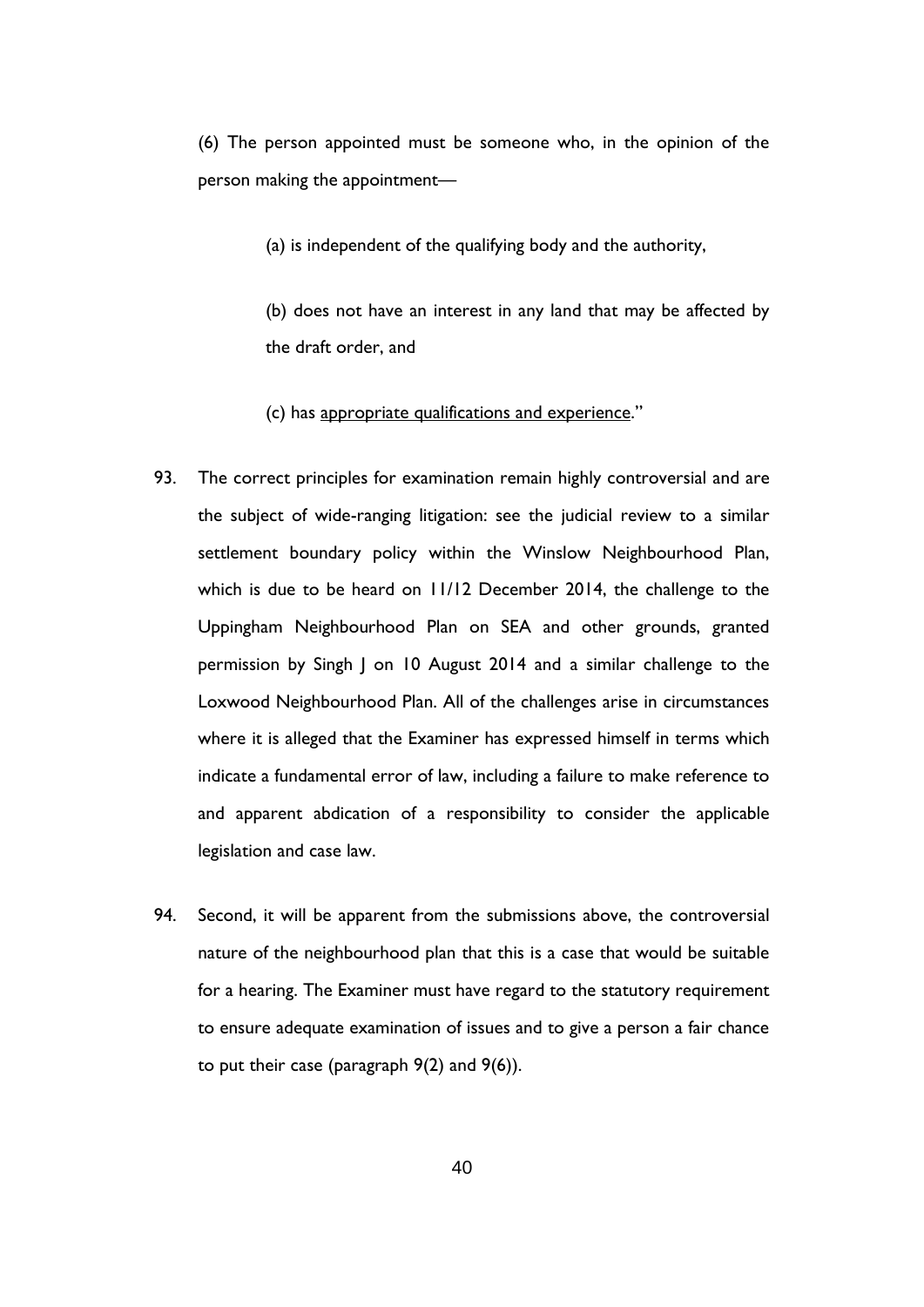(6) The person appointed must be someone who, in the opinion of the person making the appointment—

> (a) is independent of the qualifying body and the authority,
>
> (b) does not have an interest in any land that may be affected by the draft order, and
>
> (c) has <u>appropriate qualifications and experience</u>."

93. The correct principles for examination remain highly controversial and are the subject of wide-ranging litigation: see the judicial review to a similar settlement boundary policy within the Winslow Neighbourhood Plan, which is due to be heard on 11/12 December 2014, the challenge to the Uppingham Neighbourhood Plan on SEA and other grounds, granted permission by Singh J on 10 August 2014 and a similar challenge to the Loxwood Neighbourhood Plan. All of the challenges arise in circumstances where it is alleged that the Examiner has expressed himself in terms which indicate a fundamental error of law, including a failure to make reference to and apparent abdication of a responsibility to consider the applicable legislation and case law.

94. Second, it will be apparent from the submissions above, the controversial nature of the neighbourhood plan that this is a case that would be suitable for a hearing. The Examiner must have regard to the statutory requirement to ensure adequate examination of issues and to give a person a fair chance to put their case (paragraph 9(2) and 9(6)).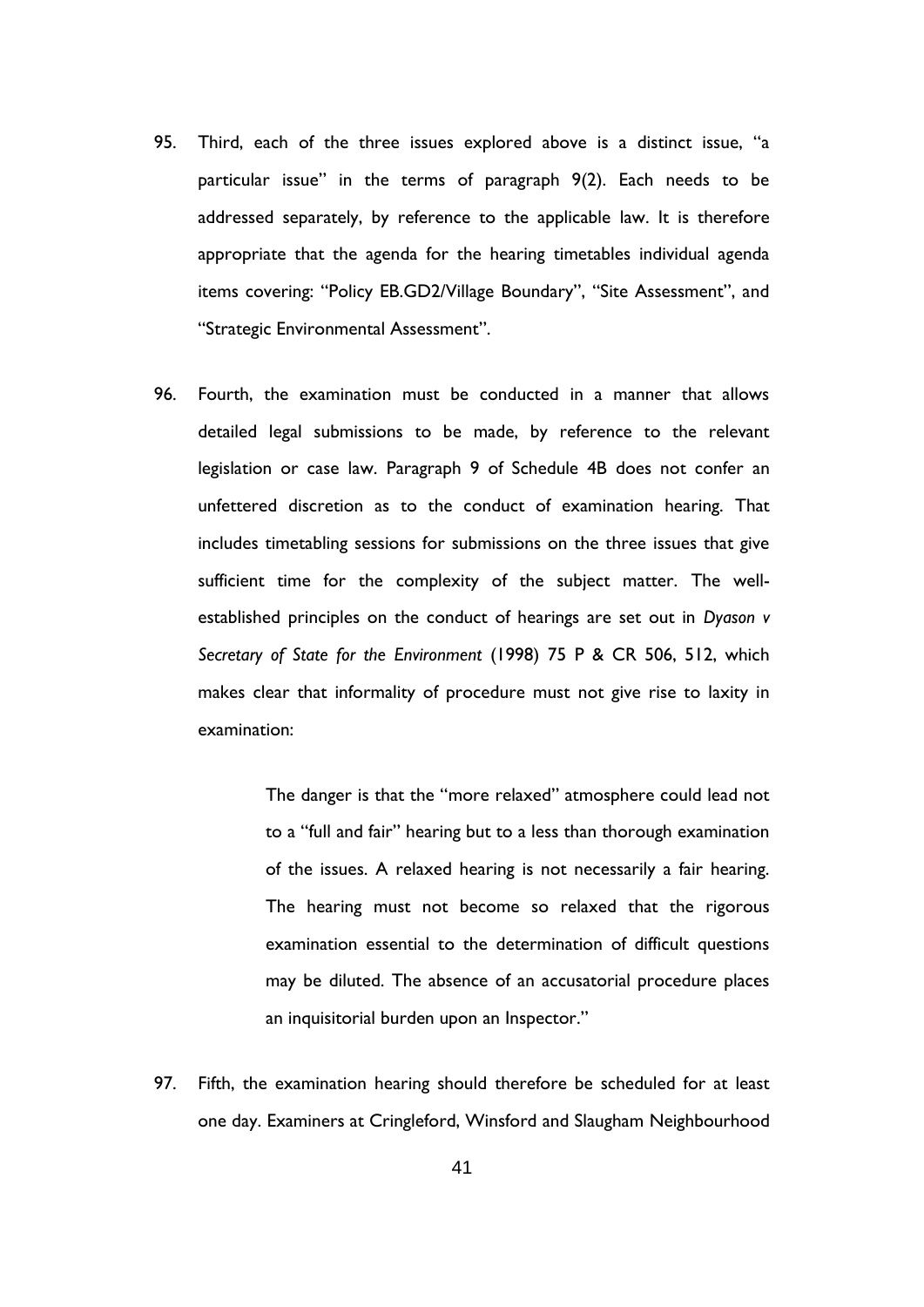95. Third, each of the three issues explored above is a distinct issue, "a particular issue" in the terms of paragraph 9(2). Each needs to be addressed separately, by reference to the applicable law. It is therefore appropriate that the agenda for the hearing timetables individual agenda items covering: "Policy EB.GD2/Village Boundary", "Site Assessment", and "Strategic Environmental Assessment".

96. Fourth, the examination must be conducted in a manner that allows detailed legal submissions to be made, by reference to the relevant legislation or case law. Paragraph 9 of Schedule 4B does not confer an unfettered discretion as to the conduct of examination hearing. That includes timetabling sessions for submissions on the three issues that give sufficient time for the complexity of the subject matter. The well-established principles on the conduct of hearings are set out in *Dyason v Secretary of State for the Environment* (1998) 75 P & CR 506, 512, which makes clear that informality of procedure must not give rise to laxity in examination:

> The danger is that the "more relaxed" atmosphere could lead not to a "full and fair" hearing but to a less than thorough examination of the issues. A relaxed hearing is not necessarily a fair hearing. The hearing must not become so relaxed that the rigorous examination essential to the determination of difficult questions may be diluted. The absence of an accusatorial procedure places an inquisitorial burden upon an Inspector."

97. Fifth, the examination hearing should therefore be scheduled for at least one day. Examiners at Cringleford, Winsford and Slaugham Neighbourhood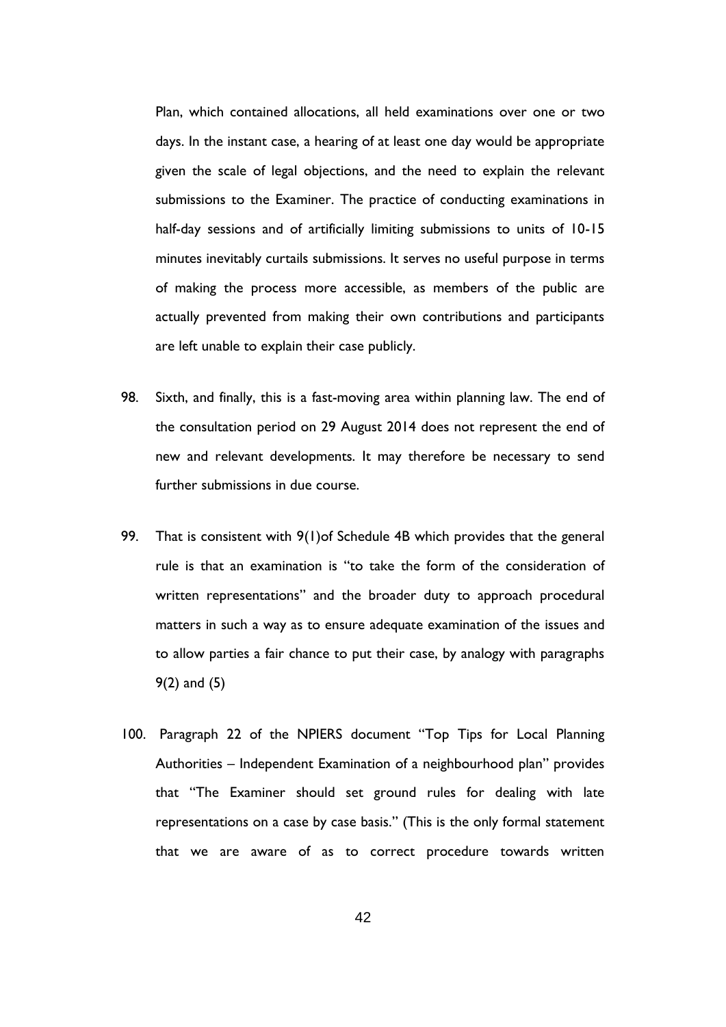Plan, which contained allocations, all held examinations over one or two days. In the instant case, a hearing of at least one day would be appropriate given the scale of legal objections, and the need to explain the relevant submissions to the Examiner. The practice of conducting examinations in half-day sessions and of artificially limiting submissions to units of 10-15 minutes inevitably curtails submissions. It serves no useful purpose in terms of making the process more accessible, as members of the public are actually prevented from making their own contributions and participants are left unable to explain their case publicly.

98. Sixth, and finally, this is a fast-moving area within planning law. The end of the consultation period on 29 August 2014 does not represent the end of new and relevant developments. It may therefore be necessary to send further submissions in due course.

99. That is consistent with 9(1)of Schedule 4B which provides that the general rule is that an examination is "to take the form of the consideration of written representations" and the broader duty to approach procedural matters in such a way as to ensure adequate examination of the issues and to allow parties a fair chance to put their case, by analogy with paragraphs 9(2) and (5)

100. Paragraph 22 of the NPIERS document "Top Tips for Local Planning Authorities – Independent Examination of a neighbourhood plan" provides that "The Examiner should set ground rules for dealing with late representations on a case by case basis." (This is the only formal statement that we are aware of as to correct procedure towards written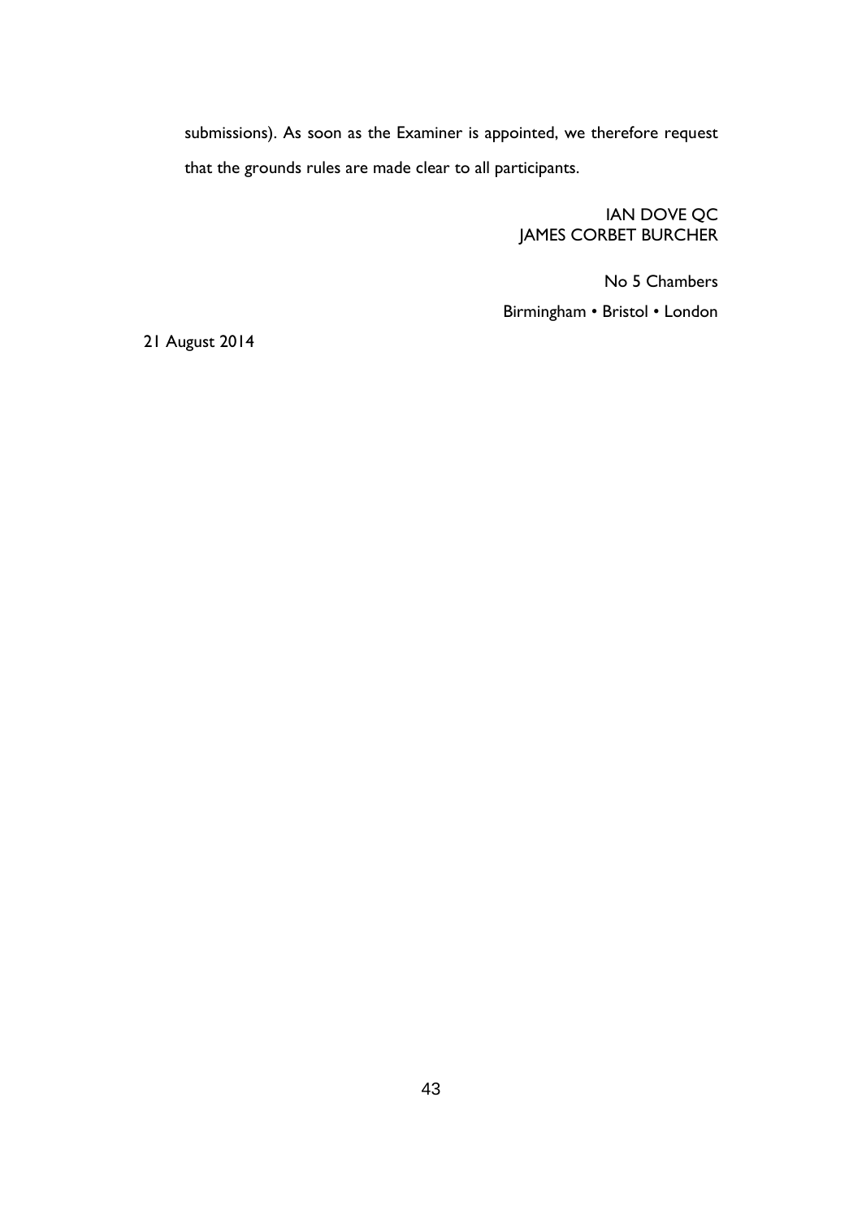submissions). As soon as the Examiner is appointed, we therefore request that the grounds rules are made clear to all participants.

IAN DOVE QC
JAMES CORBET BURCHER

No 5 Chambers

Birmingham • Bristol • London

21 August 2014